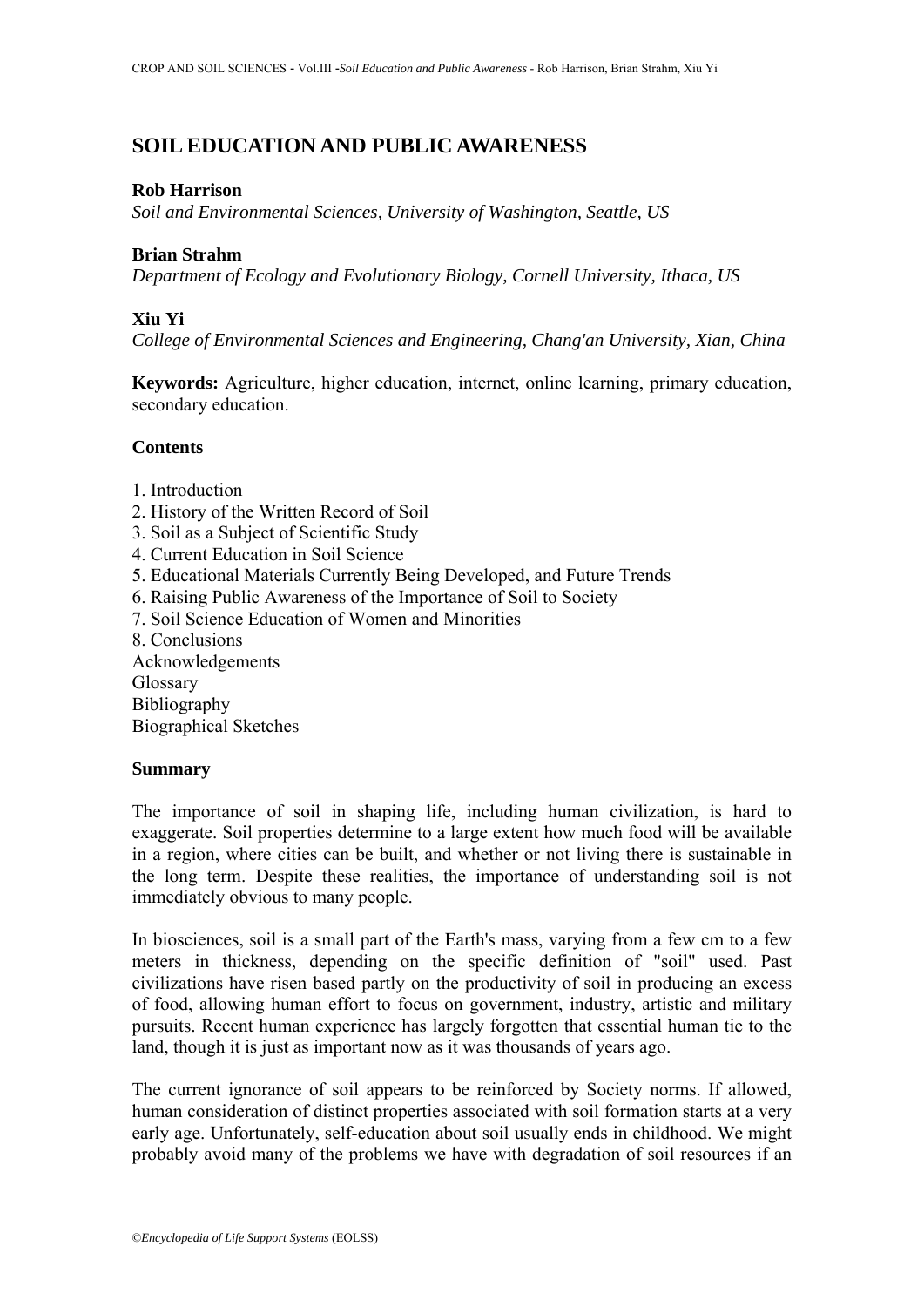# SOIL EDUCATION AND PUBLIC AWARENESS

**Rob Harrison**
*Soil and Environmental Sciences, University of Washington, Seattle, US*

**Brian Strahm**
*Department of Ecology and Evolutionary Biology, Cornell University, Ithaca, US*

**Xiu Yi**
*College of Environmental Sciences and Engineering, Chang'an University, Xian, China*

**Keywords:** Agriculture, higher education, internet, online learning, primary education, secondary education.

## Contents

1. Introduction
2. History of the Written Record of Soil
3. Soil as a Subject of Scientific Study
4. Current Education in Soil Science
5. Educational Materials Currently Being Developed, and Future Trends
6. Raising Public Awareness of the Importance of Soil to Society
7. Soil Science Education of Women and Minorities
8. Conclusions

Acknowledgements
Glossary
Bibliography
Biographical Sketches

## Summary

The importance of soil in shaping life, including human civilization, is hard to exaggerate. Soil properties determine to a large extent how much food will be available in a region, where cities can be built, and whether or not living there is sustainable in the long term. Despite these realities, the importance of understanding soil is not immediately obvious to many people.

In biosciences, soil is a small part of the Earth's mass, varying from a few cm to a few meters in thickness, depending on the specific definition of "soil" used. Past civilizations have risen based partly on the productivity of soil in producing an excess of food, allowing human effort to focus on government, industry, artistic and military pursuits. Recent human experience has largely forgotten that essential human tie to the land, though it is just as important now as it was thousands of years ago.

The current ignorance of soil appears to be reinforced by Society norms. If allowed, human consideration of distinct properties associated with soil formation starts at a very early age. Unfortunately, self-education about soil usually ends in childhood. We might probably avoid many of the problems we have with degradation of soil resources if an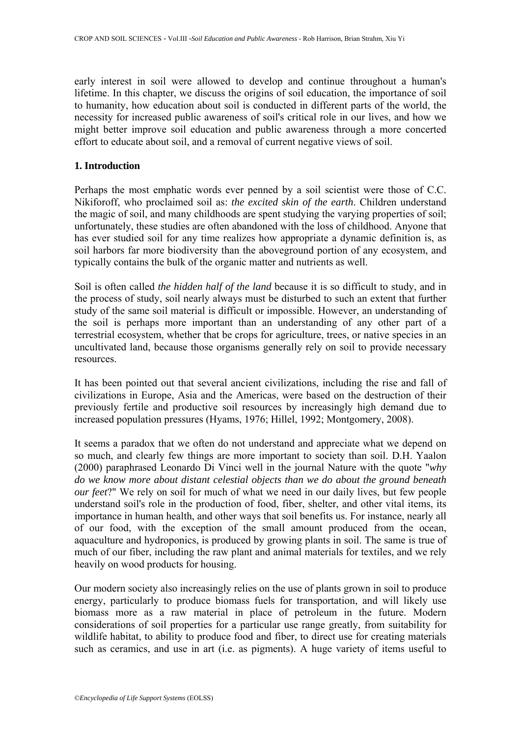early interest in soil were allowed to develop and continue throughout a human's lifetime. In this chapter, we discuss the origins of soil education, the importance of soil to humanity, how education about soil is conducted in different parts of the world, the necessity for increased public awareness of soil's critical role in our lives, and how we might better improve soil education and public awareness through a more concerted effort to educate about soil, and a removal of current negative views of soil.

## 1. Introduction

Perhaps the most emphatic words ever penned by a soil scientist were those of C.C. Nikiforoff, who proclaimed soil as: *the excited skin of the earth*. Children understand the magic of soil, and many childhoods are spent studying the varying properties of soil; unfortunately, these studies are often abandoned with the loss of childhood. Anyone that has ever studied soil for any time realizes how appropriate a dynamic definition is, as soil harbors far more biodiversity than the aboveground portion of any ecosystem, and typically contains the bulk of the organic matter and nutrients as well.

Soil is often called *the hidden half of the land* because it is so difficult to study, and in the process of study, soil nearly always must be disturbed to such an extent that further study of the same soil material is difficult or impossible. However, an understanding of the soil is perhaps more important than an understanding of any other part of a terrestrial ecosystem, whether that be crops for agriculture, trees, or native species in an uncultivated land, because those organisms generally rely on soil to provide necessary resources.

It has been pointed out that several ancient civilizations, including the rise and fall of civilizations in Europe, Asia and the Americas, were based on the destruction of their previously fertile and productive soil resources by increasingly high demand due to increased population pressures (Hyams, 1976; Hillel, 1992; Montgomery, 2008).

It seems a paradox that we often do not understand and appreciate what we depend on so much, and clearly few things are more important to society than soil. D.H. Yaalon (2000) paraphrased Leonardo Di Vinci well in the journal Nature with the quote "*why do we know more about distant celestial objects than we do about the ground beneath our feet*?" We rely on soil for much of what we need in our daily lives, but few people understand soil's role in the production of food, fiber, shelter, and other vital items, its importance in human health, and other ways that soil benefits us. For instance, nearly all of our food, with the exception of the small amount produced from the ocean, aquaculture and hydroponics, is produced by growing plants in soil. The same is true of much of our fiber, including the raw plant and animal materials for textiles, and we rely heavily on wood products for housing.

Our modern society also increasingly relies on the use of plants grown in soil to produce energy, particularly to produce biomass fuels for transportation, and will likely use biomass more as a raw material in place of petroleum in the future. Modern considerations of soil properties for a particular use range greatly, from suitability for wildlife habitat, to ability to produce food and fiber, to direct use for creating materials such as ceramics, and use in art (i.e. as pigments). A huge variety of items useful to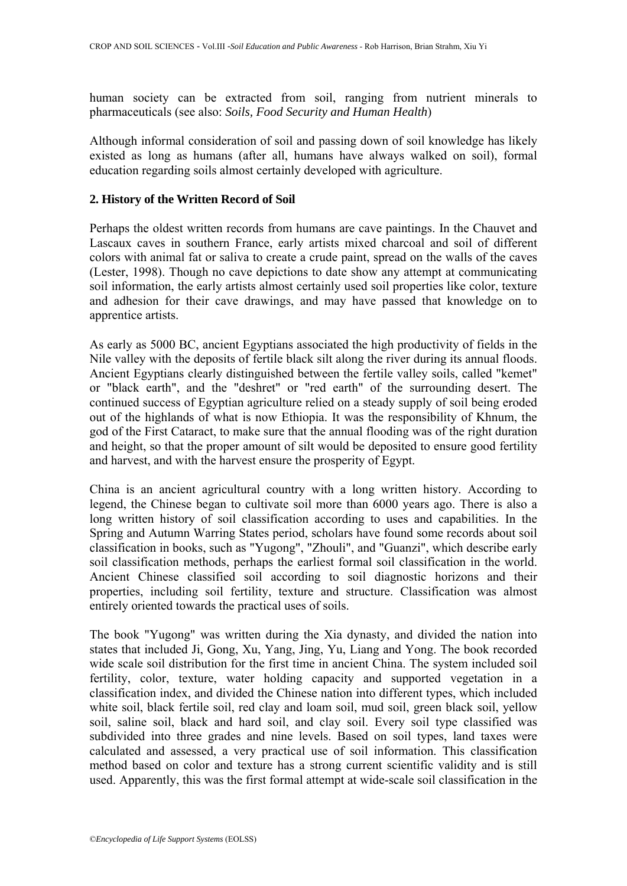human society can be extracted from soil, ranging from nutrient minerals to pharmaceuticals (see also: *Soils, Food Security and Human Health*)

Although informal consideration of soil and passing down of soil knowledge has likely existed as long as humans (after all, humans have always walked on soil), formal education regarding soils almost certainly developed with agriculture.

## 2. History of the Written Record of Soil

Perhaps the oldest written records from humans are cave paintings. In the Chauvet and Lascaux caves in southern France, early artists mixed charcoal and soil of different colors with animal fat or saliva to create a crude paint, spread on the walls of the caves (Lester, 1998). Though no cave depictions to date show any attempt at communicating soil information, the early artists almost certainly used soil properties like color, texture and adhesion for their cave drawings, and may have passed that knowledge on to apprentice artists.

As early as 5000 BC, ancient Egyptians associated the high productivity of fields in the Nile valley with the deposits of fertile black silt along the river during its annual floods. Ancient Egyptians clearly distinguished between the fertile valley soils, called "kemet" or "black earth", and the "deshret" or "red earth" of the surrounding desert. The continued success of Egyptian agriculture relied on a steady supply of soil being eroded out of the highlands of what is now Ethiopia. It was the responsibility of Khnum, the god of the First Cataract, to make sure that the annual flooding was of the right duration and height, so that the proper amount of silt would be deposited to ensure good fertility and harvest, and with the harvest ensure the prosperity of Egypt.

China is an ancient agricultural country with a long written history. According to legend, the Chinese began to cultivate soil more than 6000 years ago. There is also a long written history of soil classification according to uses and capabilities. In the Spring and Autumn Warring States period, scholars have found some records about soil classification in books, such as "Yugong", "Zhouli", and "Guanzi", which describe early soil classification methods, perhaps the earliest formal soil classification in the world. Ancient Chinese classified soil according to soil diagnostic horizons and their properties, including soil fertility, texture and structure. Classification was almost entirely oriented towards the practical uses of soils.

The book "Yugong" was written during the Xia dynasty, and divided the nation into states that included Ji, Gong, Xu, Yang, Jing, Yu, Liang and Yong. The book recorded wide scale soil distribution for the first time in ancient China. The system included soil fertility, color, texture, water holding capacity and supported vegetation in a classification index, and divided the Chinese nation into different types, which included white soil, black fertile soil, red clay and loam soil, mud soil, green black soil, yellow soil, saline soil, black and hard soil, and clay soil. Every soil type classified was subdivided into three grades and nine levels. Based on soil types, land taxes were calculated and assessed, a very practical use of soil information. This classification method based on color and texture has a strong current scientific validity and is still used. Apparently, this was the first formal attempt at wide-scale soil classification in the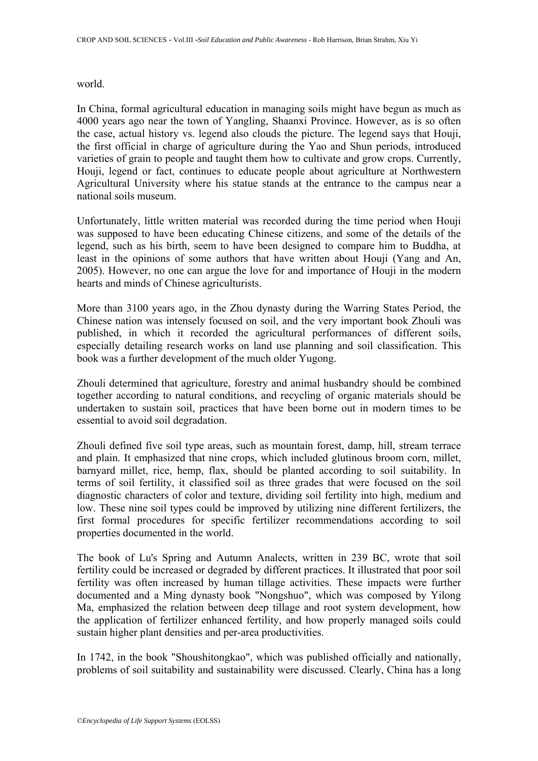world.

In China, formal agricultural education in managing soils might have begun as much as 4000 years ago near the town of Yangling, Shaanxi Province. However, as is so often the case, actual history vs. legend also clouds the picture. The legend says that Houji, the first official in charge of agriculture during the Yao and Shun periods, introduced varieties of grain to people and taught them how to cultivate and grow crops. Currently, Houji, legend or fact, continues to educate people about agriculture at Northwestern Agricultural University where his statue stands at the entrance to the campus near a national soils museum.

Unfortunately, little written material was recorded during the time period when Houji was supposed to have been educating Chinese citizens, and some of the details of the legend, such as his birth, seem to have been designed to compare him to Buddha, at least in the opinions of some authors that have written about Houji (Yang and An, 2005). However, no one can argue the love for and importance of Houji in the modern hearts and minds of Chinese agriculturists.

More than 3100 years ago, in the Zhou dynasty during the Warring States Period, the Chinese nation was intensely focused on soil, and the very important book Zhouli was published, in which it recorded the agricultural performances of different soils, especially detailing research works on land use planning and soil classification. This book was a further development of the much older Yugong.

Zhouli determined that agriculture, forestry and animal husbandry should be combined together according to natural conditions, and recycling of organic materials should be undertaken to sustain soil, practices that have been borne out in modern times to be essential to avoid soil degradation.

Zhouli defined five soil type areas, such as mountain forest, damp, hill, stream terrace and plain. It emphasized that nine crops, which included glutinous broom corn, millet, barnyard millet, rice, hemp, flax, should be planted according to soil suitability. In terms of soil fertility, it classified soil as three grades that were focused on the soil diagnostic characters of color and texture, dividing soil fertility into high, medium and low. These nine soil types could be improved by utilizing nine different fertilizers, the first formal procedures for specific fertilizer recommendations according to soil properties documented in the world.

The book of Lu's Spring and Autumn Analects, written in 239 BC, wrote that soil fertility could be increased or degraded by different practices. It illustrated that poor soil fertility was often increased by human tillage activities. These impacts were further documented and a Ming dynasty book "Nongshuo", which was composed by Yilong Ma, emphasized the relation between deep tillage and root system development, how the application of fertilizer enhanced fertility, and how properly managed soils could sustain higher plant densities and per-area productivities.

In 1742, in the book "Shoushitongkao", which was published officially and nationally, problems of soil suitability and sustainability were discussed. Clearly, China has a long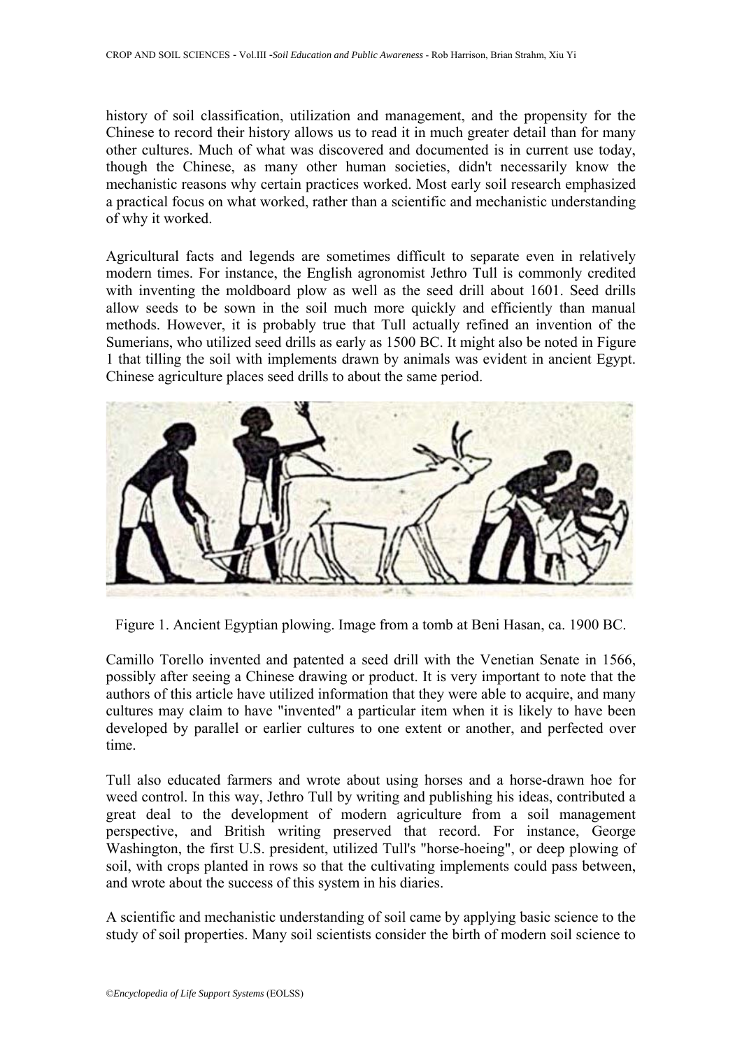history of soil classification, utilization and management, and the propensity for the Chinese to record their history allows us to read it in much greater detail than for many other cultures. Much of what was discovered and documented is in current use today, though the Chinese, as many other human societies, didn't necessarily know the mechanistic reasons why certain practices worked. Most early soil research emphasized a practical focus on what worked, rather than a scientific and mechanistic understanding of why it worked.

Agricultural facts and legends are sometimes difficult to separate even in relatively modern times. For instance, the English agronomist Jethro Tull is commonly credited with inventing the moldboard plow as well as the seed drill about 1601. Seed drills allow seeds to be sown in the soil much more quickly and efficiently than manual methods. However, it is probably true that Tull actually refined an invention of the Sumerians, who utilized seed drills as early as 1500 BC. It might also be noted in Figure 1 that tilling the soil with implements drawn by animals was evident in ancient Egypt. Chinese agriculture places seed drills to about the same period.

Figure 1. Ancient Egyptian plowing. Image from a tomb at Beni Hasan, ca. 1900 BC.

Camillo Torello invented and patented a seed drill with the Venetian Senate in 1566, possibly after seeing a Chinese drawing or product. It is very important to note that the authors of this article have utilized information that they were able to acquire, and many cultures may claim to have "invented" a particular item when it is likely to have been developed by parallel or earlier cultures to one extent or another, and perfected over time.

Tull also educated farmers and wrote about using horses and a horse-drawn hoe for weed control. In this way, Jethro Tull by writing and publishing his ideas, contributed a great deal to the development of modern agriculture from a soil management perspective, and British writing preserved that record. For instance, George Washington, the first U.S. president, utilized Tull's "horse-hoeing", or deep plowing of soil, with crops planted in rows so that the cultivating implements could pass between, and wrote about the success of this system in his diaries.

A scientific and mechanistic understanding of soil came by applying basic science to the study of soil properties. Many soil scientists consider the birth of modern soil science to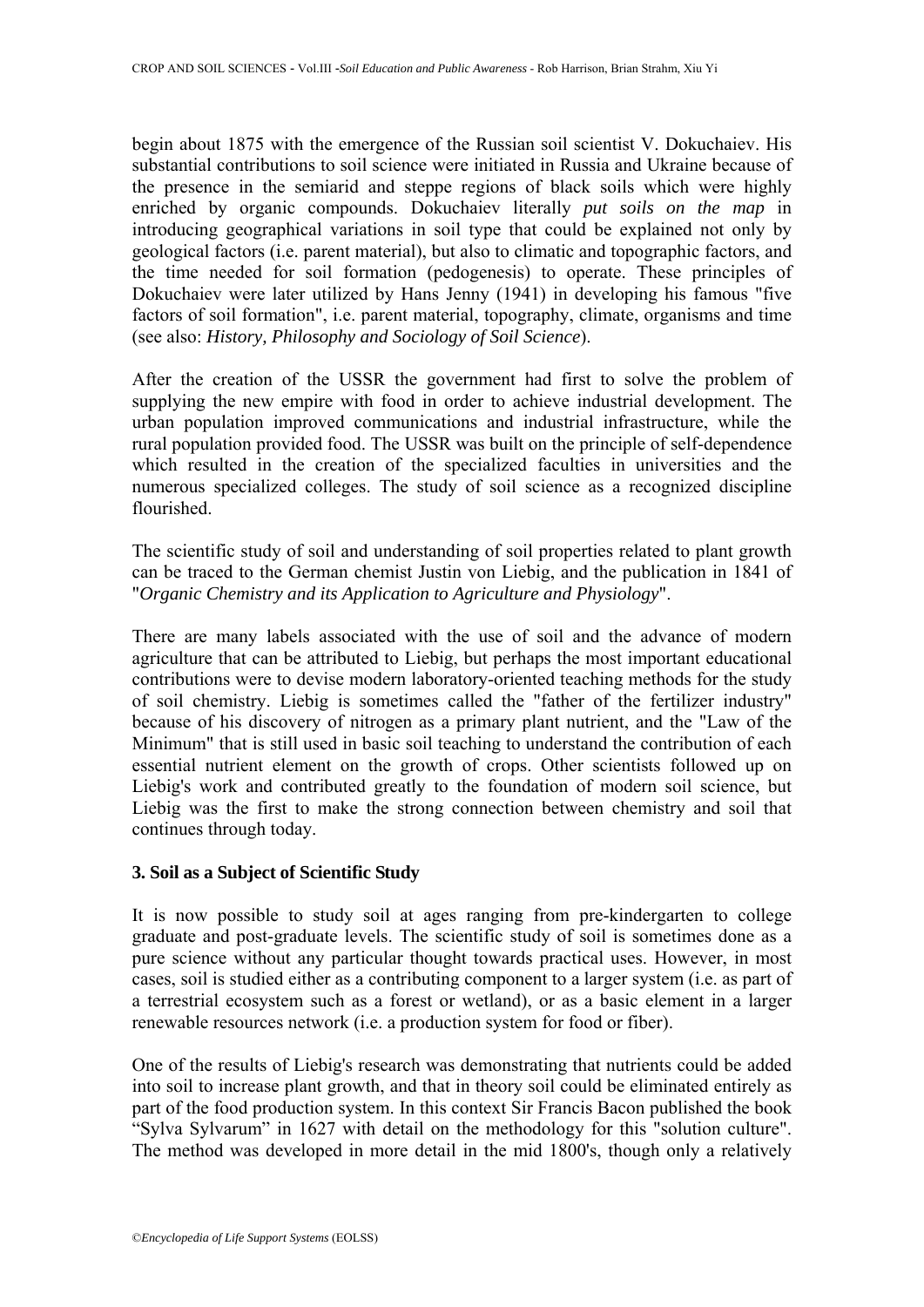begin about 1875 with the emergence of the Russian soil scientist V. Dokuchaiev. His substantial contributions to soil science were initiated in Russia and Ukraine because of the presence in the semiarid and steppe regions of black soils which were highly enriched by organic compounds. Dokuchaiev literally *put soils on the map* in introducing geographical variations in soil type that could be explained not only by geological factors (i.e. parent material), but also to climatic and topographic factors, and the time needed for soil formation (pedogenesis) to operate. These principles of Dokuchaiev were later utilized by Hans Jenny (1941) in developing his famous "five factors of soil formation", i.e. parent material, topography, climate, organisms and time (see also: *History, Philosophy and Sociology of Soil Science*).

After the creation of the USSR the government had first to solve the problem of supplying the new empire with food in order to achieve industrial development. The urban population improved communications and industrial infrastructure, while the rural population provided food. The USSR was built on the principle of self-dependence which resulted in the creation of the specialized faculties in universities and the numerous specialized colleges. The study of soil science as a recognized discipline flourished.

The scientific study of soil and understanding of soil properties related to plant growth can be traced to the German chemist Justin von Liebig, and the publication in 1841 of "*Organic Chemistry and its Application to Agriculture and Physiology*".

There are many labels associated with the use of soil and the advance of modern agriculture that can be attributed to Liebig, but perhaps the most important educational contributions were to devise modern laboratory-oriented teaching methods for the study of soil chemistry. Liebig is sometimes called the "father of the fertilizer industry" because of his discovery of nitrogen as a primary plant nutrient, and the "Law of the Minimum" that is still used in basic soil teaching to understand the contribution of each essential nutrient element on the growth of crops. Other scientists followed up on Liebig's work and contributed greatly to the foundation of modern soil science, but Liebig was the first to make the strong connection between chemistry and soil that continues through today.

### 3. Soil as a Subject of Scientific Study

It is now possible to study soil at ages ranging from pre-kindergarten to college graduate and post-graduate levels. The scientific study of soil is sometimes done as a pure science without any particular thought towards practical uses. However, in most cases, soil is studied either as a contributing component to a larger system (i.e. as part of a terrestrial ecosystem such as a forest or wetland), or as a basic element in a larger renewable resources network (i.e. a production system for food or fiber).

One of the results of Liebig's research was demonstrating that nutrients could be added into soil to increase plant growth, and that in theory soil could be eliminated entirely as part of the food production system. In this context Sir Francis Bacon published the book "Sylva Sylvarum" in 1627 with detail on the methodology for this "solution culture". The method was developed in more detail in the mid 1800's, though only a relatively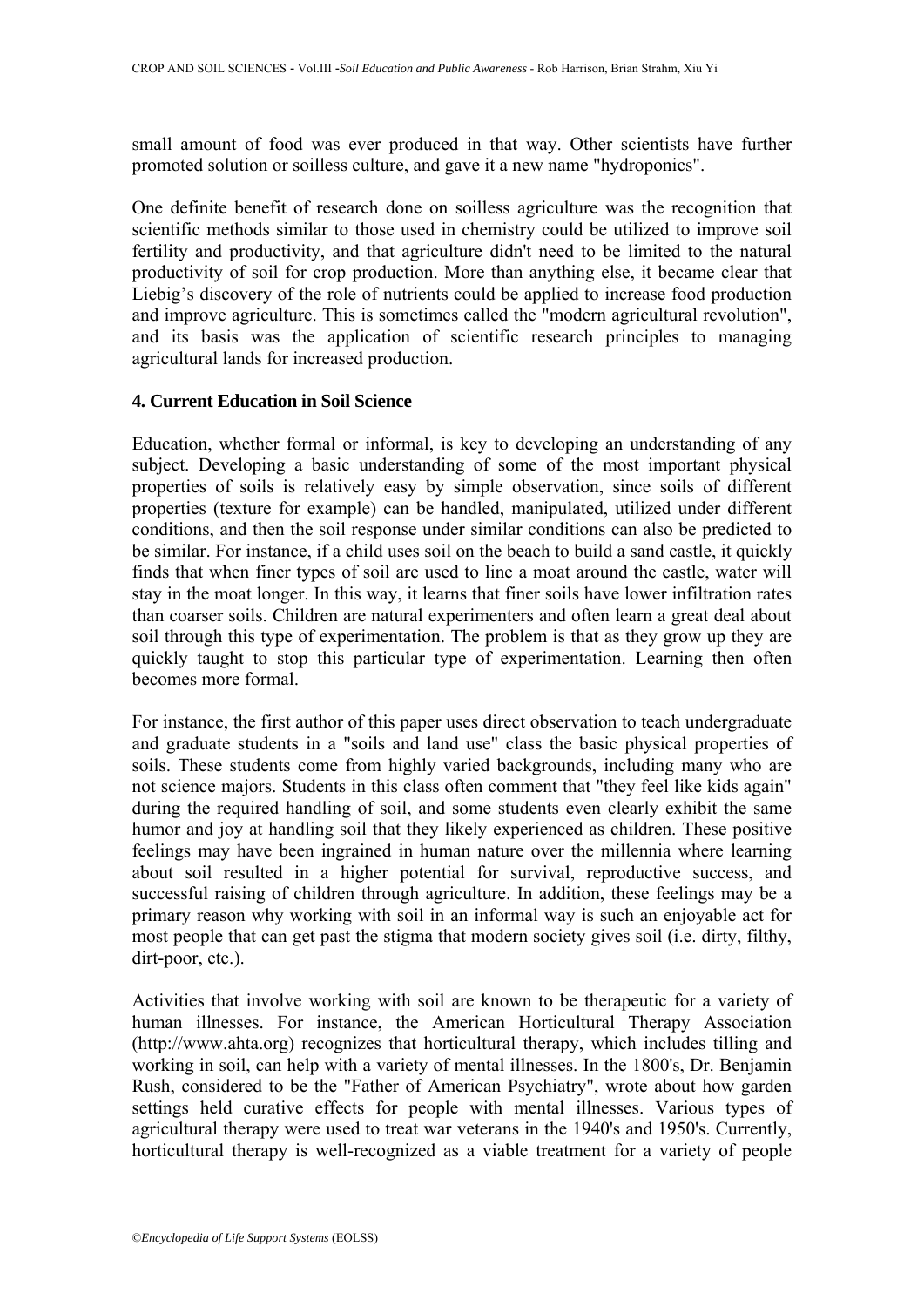small amount of food was ever produced in that way. Other scientists have further promoted solution or soilless culture, and gave it a new name "hydroponics".

One definite benefit of research done on soilless agriculture was the recognition that scientific methods similar to those used in chemistry could be utilized to improve soil fertility and productivity, and that agriculture didn't need to be limited to the natural productivity of soil for crop production. More than anything else, it became clear that Liebig's discovery of the role of nutrients could be applied to increase food production and improve agriculture. This is sometimes called the "modern agricultural revolution", and its basis was the application of scientific research principles to managing agricultural lands for increased production.

## 4. Current Education in Soil Science

Education, whether formal or informal, is key to developing an understanding of any subject. Developing a basic understanding of some of the most important physical properties of soils is relatively easy by simple observation, since soils of different properties (texture for example) can be handled, manipulated, utilized under different conditions, and then the soil response under similar conditions can also be predicted to be similar. For instance, if a child uses soil on the beach to build a sand castle, it quickly finds that when finer types of soil are used to line a moat around the castle, water will stay in the moat longer. In this way, it learns that finer soils have lower infiltration rates than coarser soils. Children are natural experimenters and often learn a great deal about soil through this type of experimentation. The problem is that as they grow up they are quickly taught to stop this particular type of experimentation. Learning then often becomes more formal.

For instance, the first author of this paper uses direct observation to teach undergraduate and graduate students in a "soils and land use" class the basic physical properties of soils. These students come from highly varied backgrounds, including many who are not science majors. Students in this class often comment that "they feel like kids again" during the required handling of soil, and some students even clearly exhibit the same humor and joy at handling soil that they likely experienced as children. These positive feelings may have been ingrained in human nature over the millennia where learning about soil resulted in a higher potential for survival, reproductive success, and successful raising of children through agriculture. In addition, these feelings may be a primary reason why working with soil in an informal way is such an enjoyable act for most people that can get past the stigma that modern society gives soil (i.e. dirty, filthy, dirt-poor, etc.).

Activities that involve working with soil are known to be therapeutic for a variety of human illnesses. For instance, the American Horticultural Therapy Association (http://www.ahta.org) recognizes that horticultural therapy, which includes tilling and working in soil, can help with a variety of mental illnesses. In the 1800's, Dr. Benjamin Rush, considered to be the "Father of American Psychiatry", wrote about how garden settings held curative effects for people with mental illnesses. Various types of agricultural therapy were used to treat war veterans in the 1940's and 1950's. Currently, horticultural therapy is well-recognized as a viable treatment for a variety of people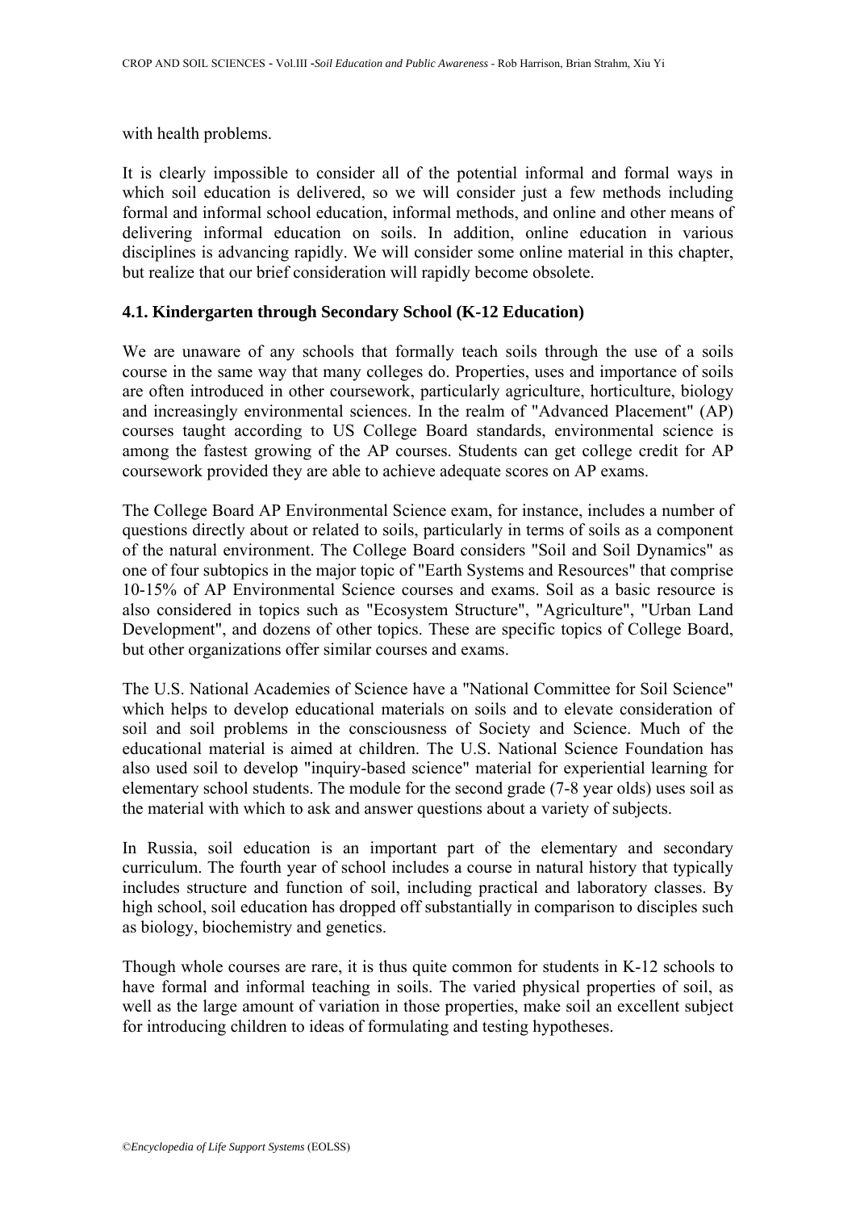with health problems.

It is clearly impossible to consider all of the potential informal and formal ways in which soil education is delivered, so we will consider just a few methods including formal and informal school education, informal methods, and online and other means of delivering informal education on soils. In addition, online education in various disciplines is advancing rapidly. We will consider some online material in this chapter, but realize that our brief consideration will rapidly become obsolete.

### 4.1. Kindergarten through Secondary School (K-12 Education)

We are unaware of any schools that formally teach soils through the use of a soils course in the same way that many colleges do. Properties, uses and importance of soils are often introduced in other coursework, particularly agriculture, horticulture, biology and increasingly environmental sciences. In the realm of "Advanced Placement" (AP) courses taught according to US College Board standards, environmental science is among the fastest growing of the AP courses. Students can get college credit for AP coursework provided they are able to achieve adequate scores on AP exams.

The College Board AP Environmental Science exam, for instance, includes a number of questions directly about or related to soils, particularly in terms of soils as a component of the natural environment. The College Board considers "Soil and Soil Dynamics" as one of four subtopics in the major topic of "Earth Systems and Resources" that comprise 10-15% of AP Environmental Science courses and exams. Soil as a basic resource is also considered in topics such as "Ecosystem Structure", "Agriculture", "Urban Land Development", and dozens of other topics. These are specific topics of College Board, but other organizations offer similar courses and exams.

The U.S. National Academies of Science have a "National Committee for Soil Science" which helps to develop educational materials on soils and to elevate consideration of soil and soil problems in the consciousness of Society and Science. Much of the educational material is aimed at children. The U.S. National Science Foundation has also used soil to develop "inquiry-based science" material for experiential learning for elementary school students. The module for the second grade (7-8 year olds) uses soil as the material with which to ask and answer questions about a variety of subjects.

In Russia, soil education is an important part of the elementary and secondary curriculum. The fourth year of school includes a course in natural history that typically includes structure and function of soil, including practical and laboratory classes. By high school, soil education has dropped off substantially in comparison to disciples such as biology, biochemistry and genetics.

Though whole courses are rare, it is thus quite common for students in K-12 schools to have formal and informal teaching in soils. The varied physical properties of soil, as well as the large amount of variation in those properties, make soil an excellent subject for introducing children to ideas of formulating and testing hypotheses.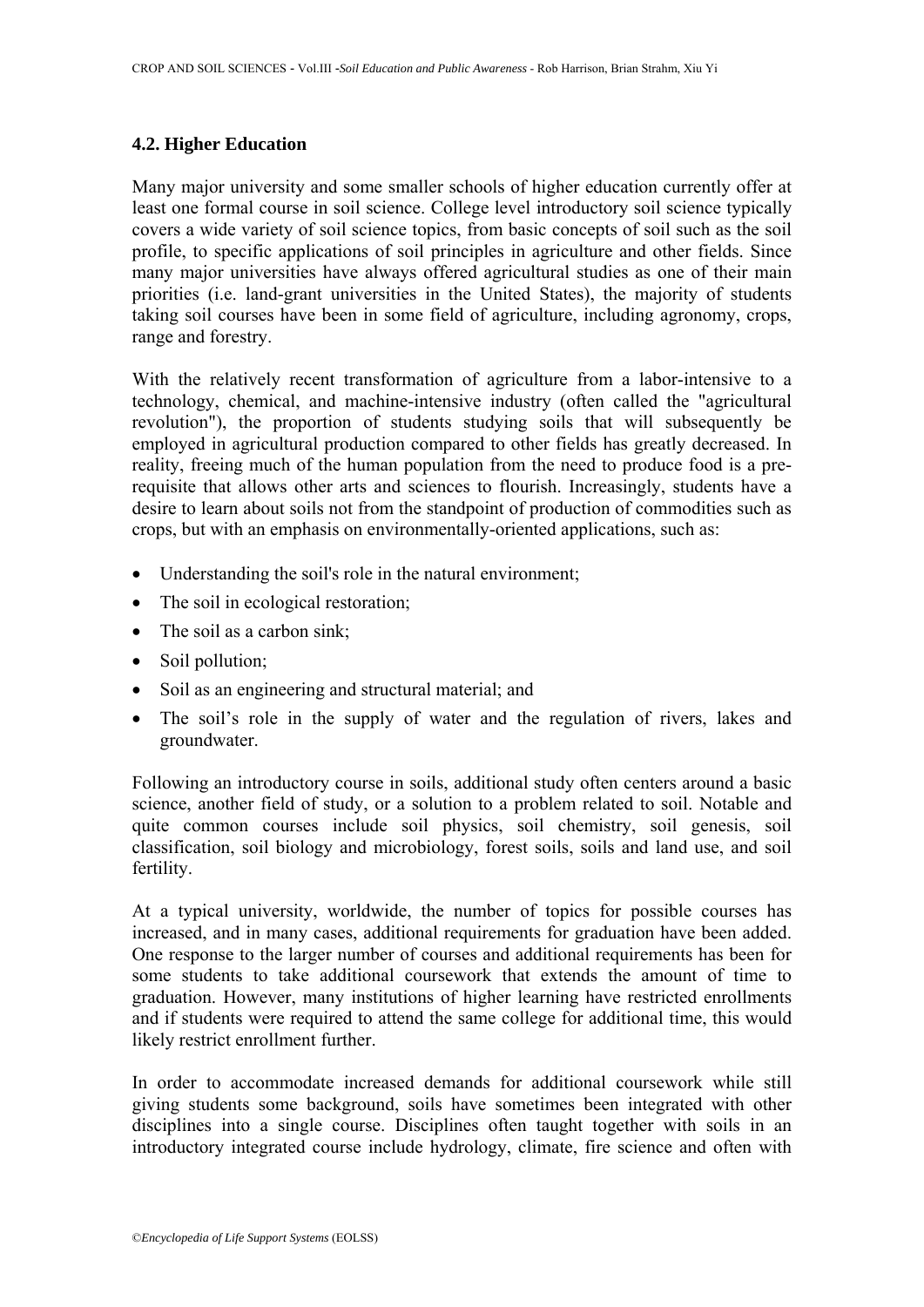### 4.2. Higher Education

Many major university and some smaller schools of higher education currently offer at least one formal course in soil science. College level introductory soil science typically covers a wide variety of soil science topics, from basic concepts of soil such as the soil profile, to specific applications of soil principles in agriculture and other fields. Since many major universities have always offered agricultural studies as one of their main priorities (i.e. land-grant universities in the United States), the majority of students taking soil courses have been in some field of agriculture, including agronomy, crops, range and forestry.

With the relatively recent transformation of agriculture from a labor-intensive to a technology, chemical, and machine-intensive industry (often called the "agricultural revolution"), the proportion of students studying soils that will subsequently be employed in agricultural production compared to other fields has greatly decreased. In reality, freeing much of the human population from the need to produce food is a pre-requisite that allows other arts and sciences to flourish. Increasingly, students have a desire to learn about soils not from the standpoint of production of commodities such as crops, but with an emphasis on environmentally-oriented applications, such as:

- Understanding the soil's role in the natural environment;
- The soil in ecological restoration;
- The soil as a carbon sink;
- Soil pollution;
- Soil as an engineering and structural material; and
- The soil's role in the supply of water and the regulation of rivers, lakes and groundwater.

Following an introductory course in soils, additional study often centers around a basic science, another field of study, or a solution to a problem related to soil. Notable and quite common courses include soil physics, soil chemistry, soil genesis, soil classification, soil biology and microbiology, forest soils, soils and land use, and soil fertility.

At a typical university, worldwide, the number of topics for possible courses has increased, and in many cases, additional requirements for graduation have been added. One response to the larger number of courses and additional requirements has been for some students to take additional coursework that extends the amount of time to graduation. However, many institutions of higher learning have restricted enrollments and if students were required to attend the same college for additional time, this would likely restrict enrollment further.

In order to accommodate increased demands for additional coursework while still giving students some background, soils have sometimes been integrated with other disciplines into a single course. Disciplines often taught together with soils in an introductory integrated course include hydrology, climate, fire science and often with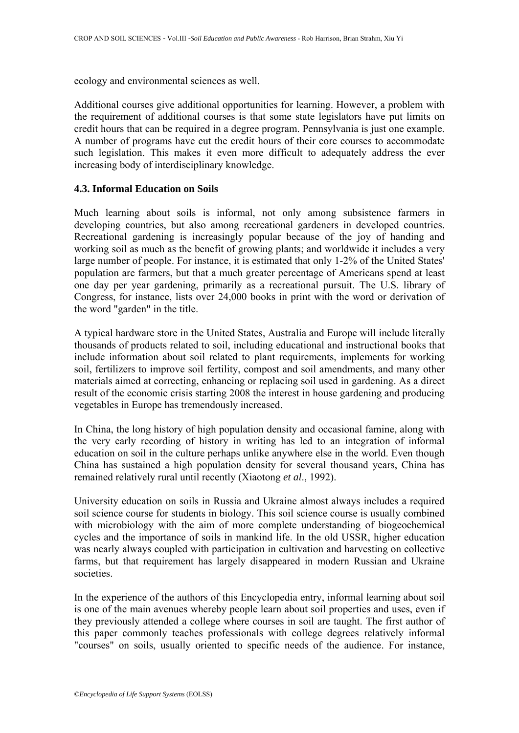ecology and environmental sciences as well.

Additional courses give additional opportunities for learning. However, a problem with the requirement of additional courses is that some state legislators have put limits on credit hours that can be required in a degree program. Pennsylvania is just one example. A number of programs have cut the credit hours of their core courses to accommodate such legislation. This makes it even more difficult to adequately address the ever increasing body of interdisciplinary knowledge.

### 4.3. Informal Education on Soils

Much learning about soils is informal, not only among subsistence farmers in developing countries, but also among recreational gardeners in developed countries. Recreational gardening is increasingly popular because of the joy of handing and working soil as much as the benefit of growing plants; and worldwide it includes a very large number of people. For instance, it is estimated that only 1-2% of the United States' population are farmers, but that a much greater percentage of Americans spend at least one day per year gardening, primarily as a recreational pursuit. The U.S. library of Congress, for instance, lists over 24,000 books in print with the word or derivation of the word "garden" in the title.

A typical hardware store in the United States, Australia and Europe will include literally thousands of products related to soil, including educational and instructional books that include information about soil related to plant requirements, implements for working soil, fertilizers to improve soil fertility, compost and soil amendments, and many other materials aimed at correcting, enhancing or replacing soil used in gardening. As a direct result of the economic crisis starting 2008 the interest in house gardening and producing vegetables in Europe has tremendously increased.

In China, the long history of high population density and occasional famine, along with the very early recording of history in writing has led to an integration of informal education on soil in the culture perhaps unlike anywhere else in the world. Even though China has sustained a high population density for several thousand years, China has remained relatively rural until recently (Xiaotong *et al*., 1992).

University education on soils in Russia and Ukraine almost always includes a required soil science course for students in biology. This soil science course is usually combined with microbiology with the aim of more complete understanding of biogeochemical cycles and the importance of soils in mankind life. In the old USSR, higher education was nearly always coupled with participation in cultivation and harvesting on collective farms, but that requirement has largely disappeared in modern Russian and Ukraine societies.

In the experience of the authors of this Encyclopedia entry, informal learning about soil is one of the main avenues whereby people learn about soil properties and uses, even if they previously attended a college where courses in soil are taught. The first author of this paper commonly teaches professionals with college degrees relatively informal "courses" on soils, usually oriented to specific needs of the audience. For instance,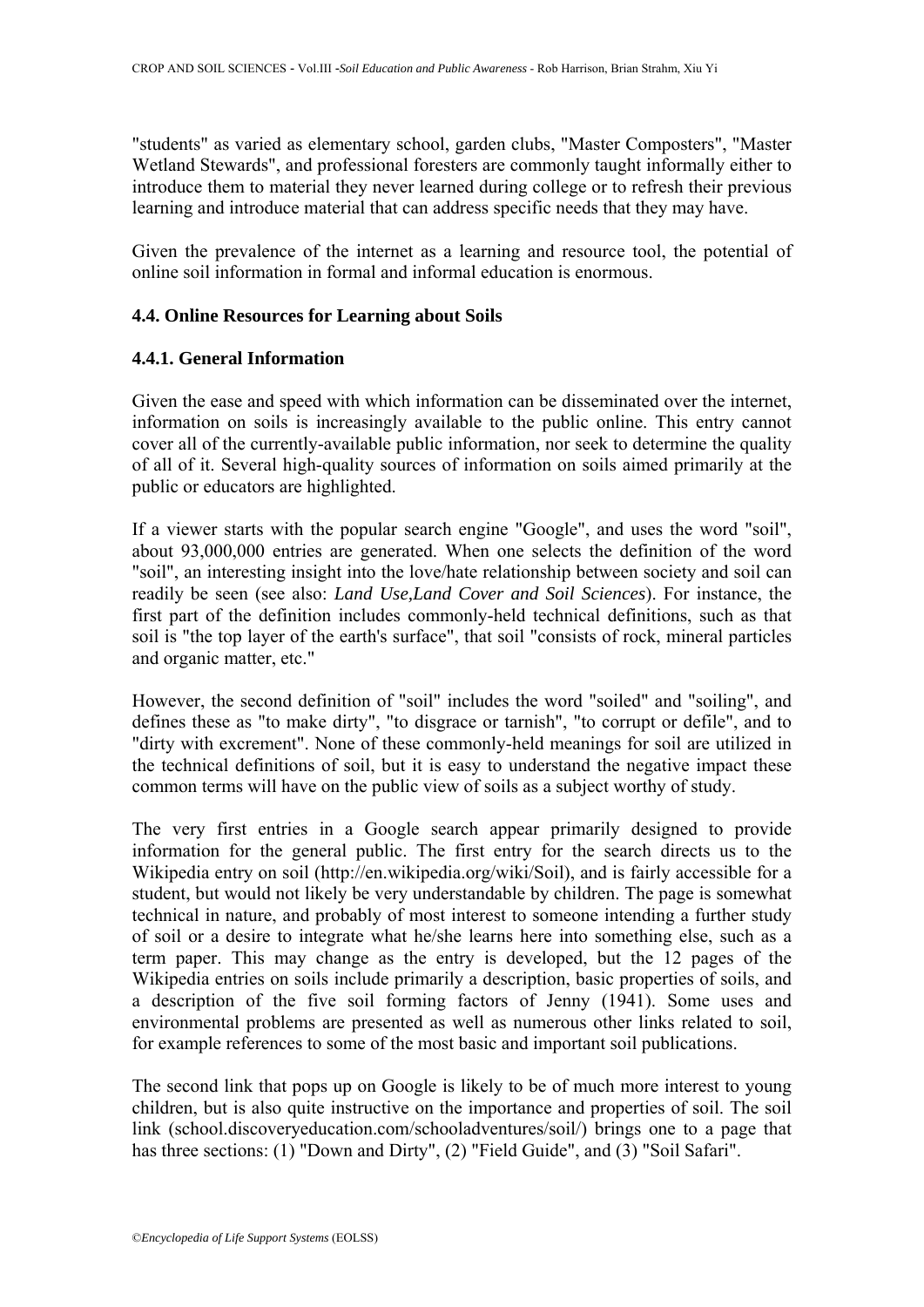"students" as varied as elementary school, garden clubs, "Master Composters", "Master Wetland Stewards", and professional foresters are commonly taught informally either to introduce them to material they never learned during college or to refresh their previous learning and introduce material that can address specific needs that they may have.

Given the prevalence of the internet as a learning and resource tool, the potential of online soil information in formal and informal education is enormous.

### 4.4. Online Resources for Learning about Soils

#### 4.4.1. General Information

Given the ease and speed with which information can be disseminated over the internet, information on soils is increasingly available to the public online. This entry cannot cover all of the currently-available public information, nor seek to determine the quality of all of it. Several high-quality sources of information on soils aimed primarily at the public or educators are highlighted.

If a viewer starts with the popular search engine "Google", and uses the word "soil", about 93,000,000 entries are generated. When one selects the definition of the word "soil", an interesting insight into the love/hate relationship between society and soil can readily be seen (see also: *Land Use,Land Cover and Soil Sciences*). For instance, the first part of the definition includes commonly-held technical definitions, such as that soil is "the top layer of the earth's surface", that soil "consists of rock, mineral particles and organic matter, etc."

However, the second definition of "soil" includes the word "soiled" and "soiling", and defines these as "to make dirty", "to disgrace or tarnish", "to corrupt or defile", and to "dirty with excrement". None of these commonly-held meanings for soil are utilized in the technical definitions of soil, but it is easy to understand the negative impact these common terms will have on the public view of soils as a subject worthy of study.

The very first entries in a Google search appear primarily designed to provide information for the general public. The first entry for the search directs us to the Wikipedia entry on soil (http://en.wikipedia.org/wiki/Soil), and is fairly accessible for a student, but would not likely be very understandable by children. The page is somewhat technical in nature, and probably of most interest to someone intending a further study of soil or a desire to integrate what he/she learns here into something else, such as a term paper. This may change as the entry is developed, but the 12 pages of the Wikipedia entries on soils include primarily a description, basic properties of soils, and a description of the five soil forming factors of Jenny (1941). Some uses and environmental problems are presented as well as numerous other links related to soil, for example references to some of the most basic and important soil publications.

The second link that pops up on Google is likely to be of much more interest to young children, but is also quite instructive on the importance and properties of soil. The soil link (school.discoveryeducation.com/schooladventures/soil/) brings one to a page that has three sections: (1) "Down and Dirty", (2) "Field Guide", and (3) "Soil Safari".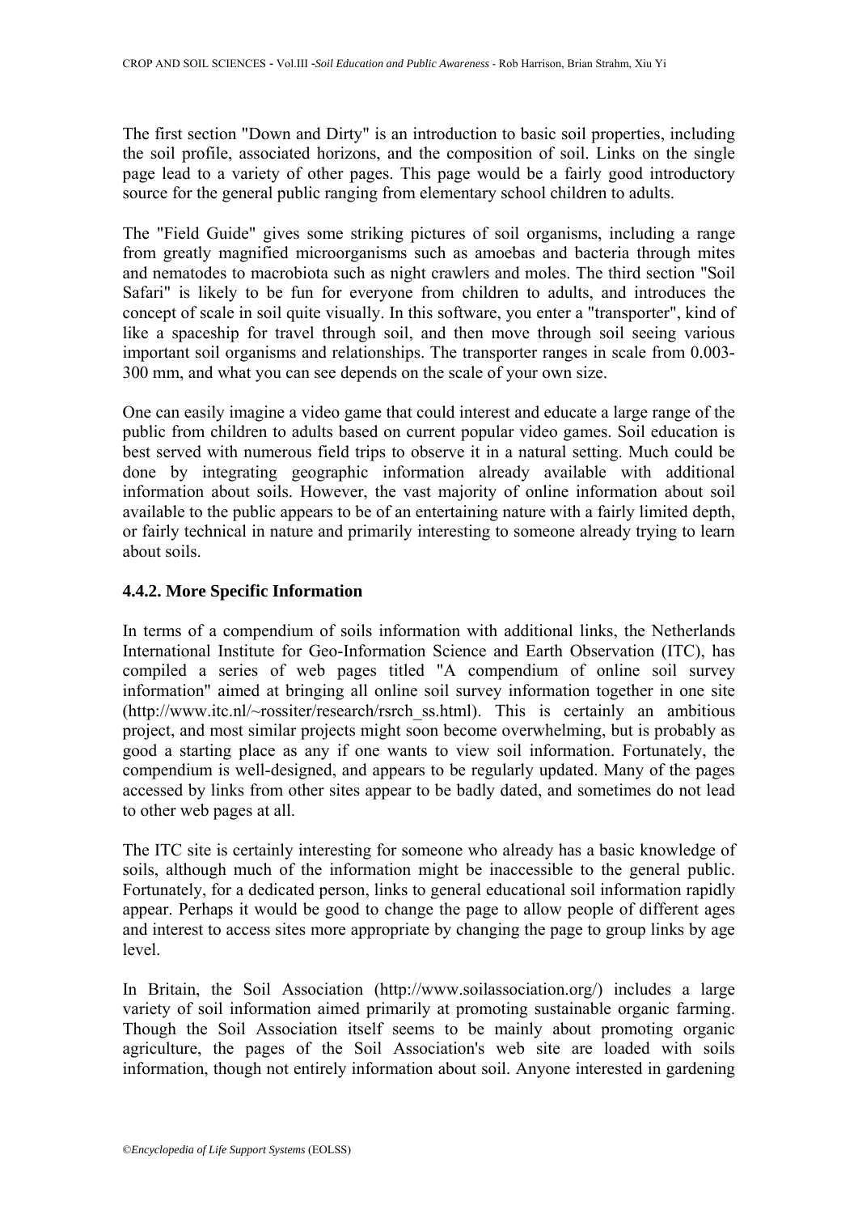The first section "Down and Dirty" is an introduction to basic soil properties, including the soil profile, associated horizons, and the composition of soil. Links on the single page lead to a variety of other pages. This page would be a fairly good introductory source for the general public ranging from elementary school children to adults.

The "Field Guide" gives some striking pictures of soil organisms, including a range from greatly magnified microorganisms such as amoebas and bacteria through mites and nematodes to macrobiota such as night crawlers and moles. The third section "Soil Safari" is likely to be fun for everyone from children to adults, and introduces the concept of scale in soil quite visually. In this software, you enter a "transporter", kind of like a spaceship for travel through soil, and then move through soil seeing various important soil organisms and relationships. The transporter ranges in scale from 0.003-300 mm, and what you can see depends on the scale of your own size.

One can easily imagine a video game that could interest and educate a large range of the public from children to adults based on current popular video games. Soil education is best served with numerous field trips to observe it in a natural setting. Much could be done by integrating geographic information already available with additional information about soils. However, the vast majority of online information about soil available to the public appears to be of an entertaining nature with a fairly limited depth, or fairly technical in nature and primarily interesting to someone already trying to learn about soils.

### 4.4.2. More Specific Information

In terms of a compendium of soils information with additional links, the Netherlands International Institute for Geo-Information Science and Earth Observation (ITC), has compiled a series of web pages titled "A compendium of online soil survey information" aimed at bringing all online soil survey information together in one site (http://www.itc.nl/~rossiter/research/rsrch_ss.html). This is certainly an ambitious project, and most similar projects might soon become overwhelming, but is probably as good a starting place as any if one wants to view soil information. Fortunately, the compendium is well-designed, and appears to be regularly updated. Many of the pages accessed by links from other sites appear to be badly dated, and sometimes do not lead to other web pages at all.

The ITC site is certainly interesting for someone who already has a basic knowledge of soils, although much of the information might be inaccessible to the general public. Fortunately, for a dedicated person, links to general educational soil information rapidly appear. Perhaps it would be good to change the page to allow people of different ages and interest to access sites more appropriate by changing the page to group links by age level.

In Britain, the Soil Association (http://www.soilassociation.org/) includes a large variety of soil information aimed primarily at promoting sustainable organic farming. Though the Soil Association itself seems to be mainly about promoting organic agriculture, the pages of the Soil Association's web site are loaded with soils information, though not entirely information about soil. Anyone interested in gardening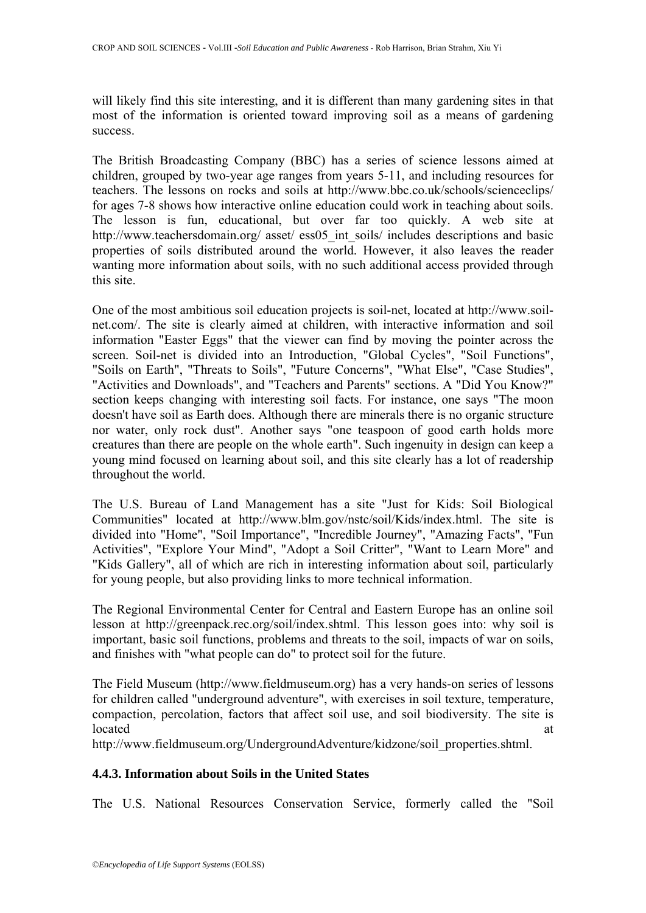will likely find this site interesting, and it is different than many gardening sites in that most of the information is oriented toward improving soil as a means of gardening success.

The British Broadcasting Company (BBC) has a series of science lessons aimed at children, grouped by two-year age ranges from years 5-11, and including resources for teachers. The lessons on rocks and soils at http://www.bbc.co.uk/schools/scienceclips/ for ages 7-8 shows how interactive online education could work in teaching about soils. The lesson is fun, educational, but over far too quickly. A web site at http://www.teachersdomain.org/ asset/ ess05_int_soils/ includes descriptions and basic properties of soils distributed around the world. However, it also leaves the reader wanting more information about soils, with no such additional access provided through this site.

One of the most ambitious soil education projects is soil-net, located at http://www.soil-net.com/. The site is clearly aimed at children, with interactive information and soil information "Easter Eggs" that the viewer can find by moving the pointer across the screen. Soil-net is divided into an Introduction, "Global Cycles", "Soil Functions", "Soils on Earth", "Threats to Soils", "Future Concerns", "What Else", "Case Studies", "Activities and Downloads", and "Teachers and Parents" sections. A "Did You Know?" section keeps changing with interesting soil facts. For instance, one says "The moon doesn't have soil as Earth does. Although there are minerals there is no organic structure nor water, only rock dust". Another says "one teaspoon of good earth holds more creatures than there are people on the whole earth". Such ingenuity in design can keep a young mind focused on learning about soil, and this site clearly has a lot of readership throughout the world.

The U.S. Bureau of Land Management has a site "Just for Kids: Soil Biological Communities" located at http://www.blm.gov/nstc/soil/Kids/index.html. The site is divided into "Home", "Soil Importance", "Incredible Journey", "Amazing Facts", "Fun Activities", "Explore Your Mind", "Adopt a Soil Critter", "Want to Learn More" and "Kids Gallery", all of which are rich in interesting information about soil, particularly for young people, but also providing links to more technical information.

The Regional Environmental Center for Central and Eastern Europe has an online soil lesson at http://greenpack.rec.org/soil/index.shtml. This lesson goes into: why soil is important, basic soil functions, problems and threats to the soil, impacts of war on soils, and finishes with "what people can do" to protect soil for the future.

The Field Museum (http://www.fieldmuseum.org) has a very hands-on series of lessons for children called "underground adventure", with exercises in soil texture, temperature, compaction, percolation, factors that affect soil use, and soil biodiversity. The site is located at http://www.fieldmuseum.org/UndergroundAdventure/kidzone/soil_properties.shtml.

### 4.4.3. Information about Soils in the United States

The U.S. National Resources Conservation Service, formerly called the "Soil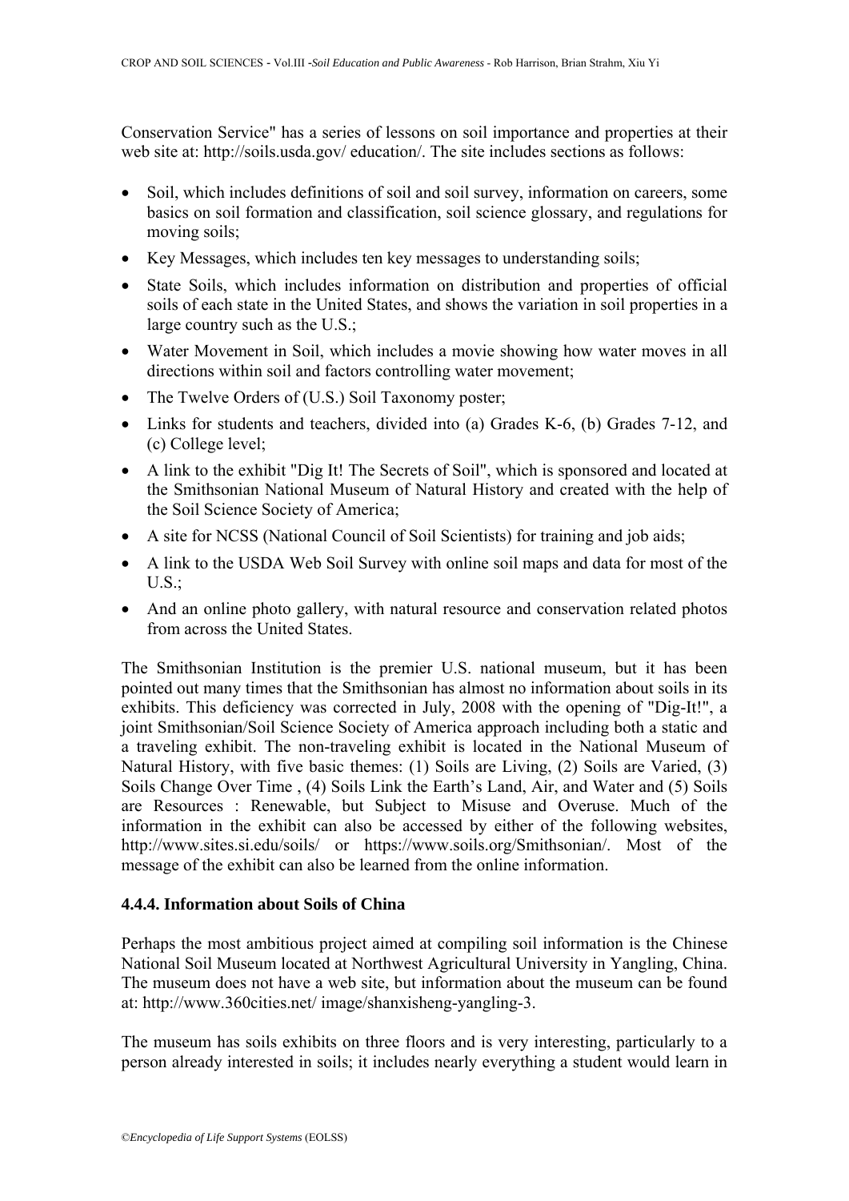Conservation Service" has a series of lessons on soil importance and properties at their web site at: http://soils.usda.gov/ education/. The site includes sections as follows:

- Soil, which includes definitions of soil and soil survey, information on careers, some basics on soil formation and classification, soil science glossary, and regulations for moving soils;
- Key Messages, which includes ten key messages to understanding soils;
- State Soils, which includes information on distribution and properties of official soils of each state in the United States, and shows the variation in soil properties in a large country such as the U.S.;
- Water Movement in Soil, which includes a movie showing how water moves in all directions within soil and factors controlling water movement;
- The Twelve Orders of (U.S.) Soil Taxonomy poster;
- Links for students and teachers, divided into (a) Grades K-6, (b) Grades 7-12, and (c) College level;
- A link to the exhibit "Dig It! The Secrets of Soil", which is sponsored and located at the Smithsonian National Museum of Natural History and created with the help of the Soil Science Society of America;
- A site for NCSS (National Council of Soil Scientists) for training and job aids;
- A link to the USDA Web Soil Survey with online soil maps and data for most of the U.S.;
- And an online photo gallery, with natural resource and conservation related photos from across the United States.

The Smithsonian Institution is the premier U.S. national museum, but it has been pointed out many times that the Smithsonian has almost no information about soils in its exhibits. This deficiency was corrected in July, 2008 with the opening of "Dig-It!", a joint Smithsonian/Soil Science Society of America approach including both a static and a traveling exhibit. The non-traveling exhibit is located in the National Museum of Natural History, with five basic themes: (1) Soils are Living, (2) Soils are Varied, (3) Soils Change Over Time , (4) Soils Link the Earth's Land, Air, and Water and (5) Soils are Resources : Renewable, but Subject to Misuse and Overuse. Much of the information in the exhibit can also be accessed by either of the following websites, http://www.sites.si.edu/soils/ or https://www.soils.org/Smithsonian/. Most of the message of the exhibit can also be learned from the online information.

### 4.4.4. Information about Soils of China

Perhaps the most ambitious project aimed at compiling soil information is the Chinese National Soil Museum located at Northwest Agricultural University in Yangling, China. The museum does not have a web site, but information about the museum can be found at: http://www.360cities.net/ image/shanxisheng-yangling-3.

The museum has soils exhibits on three floors and is very interesting, particularly to a person already interested in soils; it includes nearly everything a student would learn in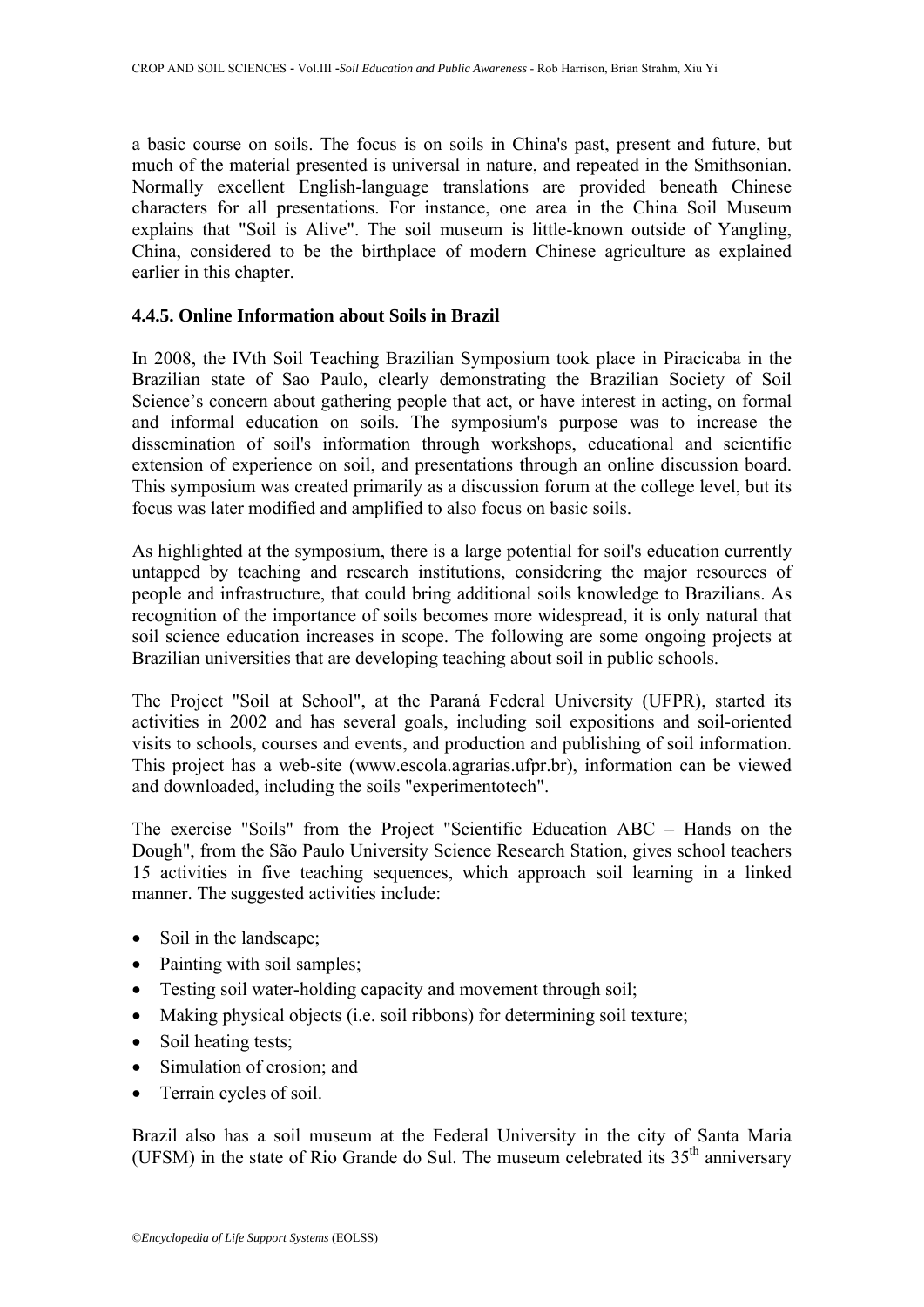a basic course on soils. The focus is on soils in China's past, present and future, but much of the material presented is universal in nature, and repeated in the Smithsonian. Normally excellent English-language translations are provided beneath Chinese characters for all presentations. For instance, one area in the China Soil Museum explains that "Soil is Alive". The soil museum is little-known outside of Yangling, China, considered to be the birthplace of modern Chinese agriculture as explained earlier in this chapter.

### 4.4.5. Online Information about Soils in Brazil

In 2008, the IVth Soil Teaching Brazilian Symposium took place in Piracicaba in the Brazilian state of Sao Paulo, clearly demonstrating the Brazilian Society of Soil Science's concern about gathering people that act, or have interest in acting, on formal and informal education on soils. The symposium's purpose was to increase the dissemination of soil's information through workshops, educational and scientific extension of experience on soil, and presentations through an online discussion board. This symposium was created primarily as a discussion forum at the college level, but its focus was later modified and amplified to also focus on basic soils.

As highlighted at the symposium, there is a large potential for soil's education currently untapped by teaching and research institutions, considering the major resources of people and infrastructure, that could bring additional soils knowledge to Brazilians. As recognition of the importance of soils becomes more widespread, it is only natural that soil science education increases in scope. The following are some ongoing projects at Brazilian universities that are developing teaching about soil in public schools.

The Project "Soil at School", at the Paraná Federal University (UFPR), started its activities in 2002 and has several goals, including soil expositions and soil-oriented visits to schools, courses and events, and production and publishing of soil information. This project has a web-site (www.escola.agrarias.ufpr.br), information can be viewed and downloaded, including the soils "experimentotech".

The exercise "Soils" from the Project "Scientific Education ABC – Hands on the Dough", from the São Paulo University Science Research Station, gives school teachers 15 activities in five teaching sequences, which approach soil learning in a linked manner. The suggested activities include:

- Soil in the landscape;
- Painting with soil samples;
- Testing soil water-holding capacity and movement through soil;
- Making physical objects (i.e. soil ribbons) for determining soil texture;
- Soil heating tests;
- Simulation of erosion; and
- Terrain cycles of soil.

Brazil also has a soil museum at the Federal University in the city of Santa Maria (UFSM) in the state of Rio Grande do Sul. The museum celebrated its 35th anniversary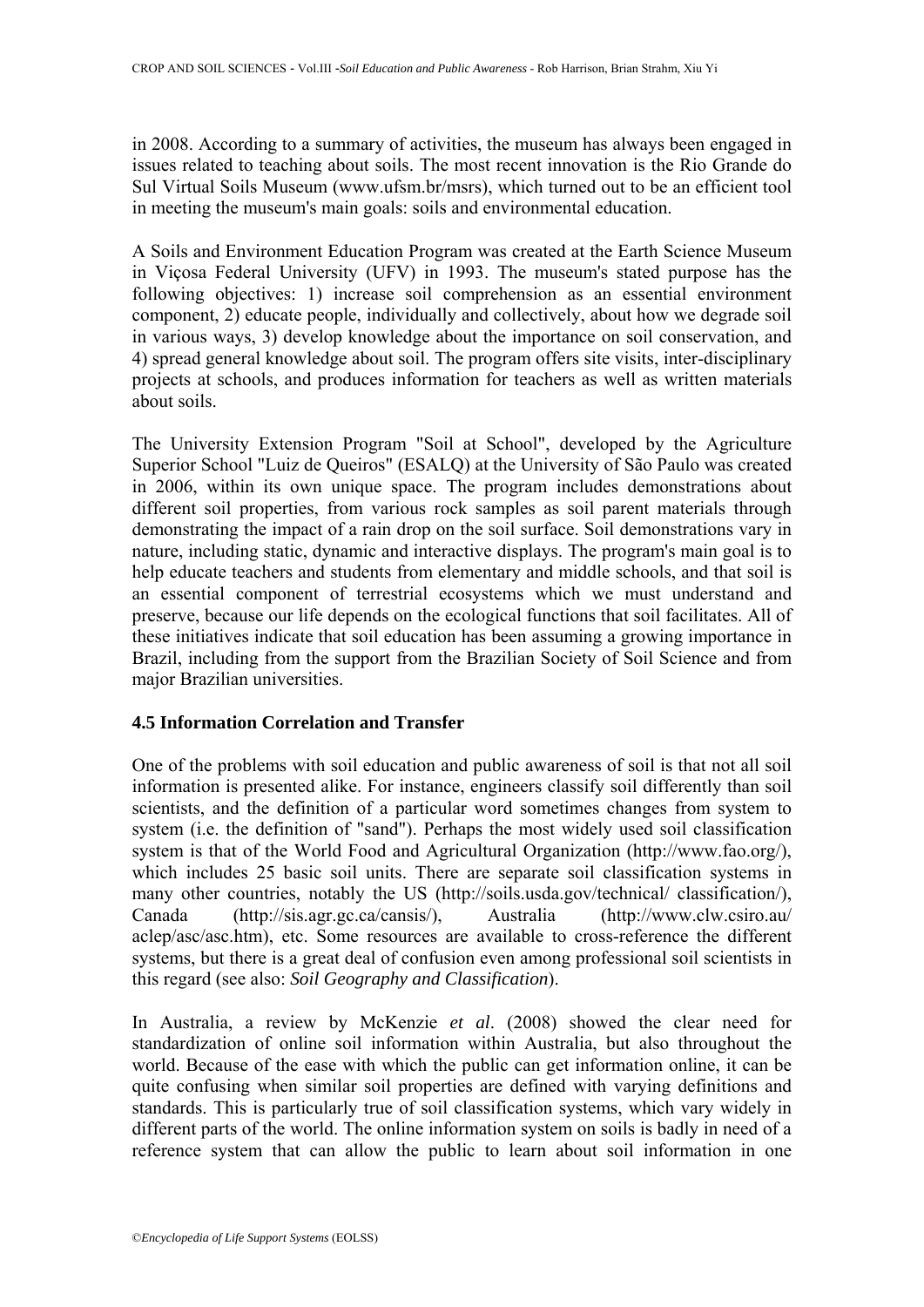in 2008. According to a summary of activities, the museum has always been engaged in issues related to teaching about soils. The most recent innovation is the Rio Grande do Sul Virtual Soils Museum (www.ufsm.br/msrs), which turned out to be an efficient tool in meeting the museum's main goals: soils and environmental education.

A Soils and Environment Education Program was created at the Earth Science Museum in Viçosa Federal University (UFV) in 1993. The museum's stated purpose has the following objectives: 1) increase soil comprehension as an essential environment component, 2) educate people, individually and collectively, about how we degrade soil in various ways, 3) develop knowledge about the importance on soil conservation, and 4) spread general knowledge about soil. The program offers site visits, inter-disciplinary projects at schools, and produces information for teachers as well as written materials about soils.

The University Extension Program "Soil at School", developed by the Agriculture Superior School "Luiz de Queiros" (ESALQ) at the University of São Paulo was created in 2006, within its own unique space. The program includes demonstrations about different soil properties, from various rock samples as soil parent materials through demonstrating the impact of a rain drop on the soil surface. Soil demonstrations vary in nature, including static, dynamic and interactive displays. The program's main goal is to help educate teachers and students from elementary and middle schools, and that soil is an essential component of terrestrial ecosystems which we must understand and preserve, because our life depends on the ecological functions that soil facilitates. All of these initiatives indicate that soil education has been assuming a growing importance in Brazil, including from the support from the Brazilian Society of Soil Science and from major Brazilian universities.

### 4.5 Information Correlation and Transfer

One of the problems with soil education and public awareness of soil is that not all soil information is presented alike. For instance, engineers classify soil differently than soil scientists, and the definition of a particular word sometimes changes from system to system (i.e. the definition of "sand"). Perhaps the most widely used soil classification system is that of the World Food and Agricultural Organization (http://www.fao.org/), which includes 25 basic soil units. There are separate soil classification systems in many other countries, notably the US (http://soils.usda.gov/technical/ classification/), Canada (http://sis.agr.gc.ca/cansis/), Australia (http://www.clw.csiro.au/ aclep/asc/asc.htm), etc. Some resources are available to cross-reference the different systems, but there is a great deal of confusion even among professional soil scientists in this regard (see also: *Soil Geography and Classification*).

In Australia, a review by McKenzie *et al*. (2008) showed the clear need for standardization of online soil information within Australia, but also throughout the world. Because of the ease with which the public can get information online, it can be quite confusing when similar soil properties are defined with varying definitions and standards. This is particularly true of soil classification systems, which vary widely in different parts of the world. The online information system on soils is badly in need of a reference system that can allow the public to learn about soil information in one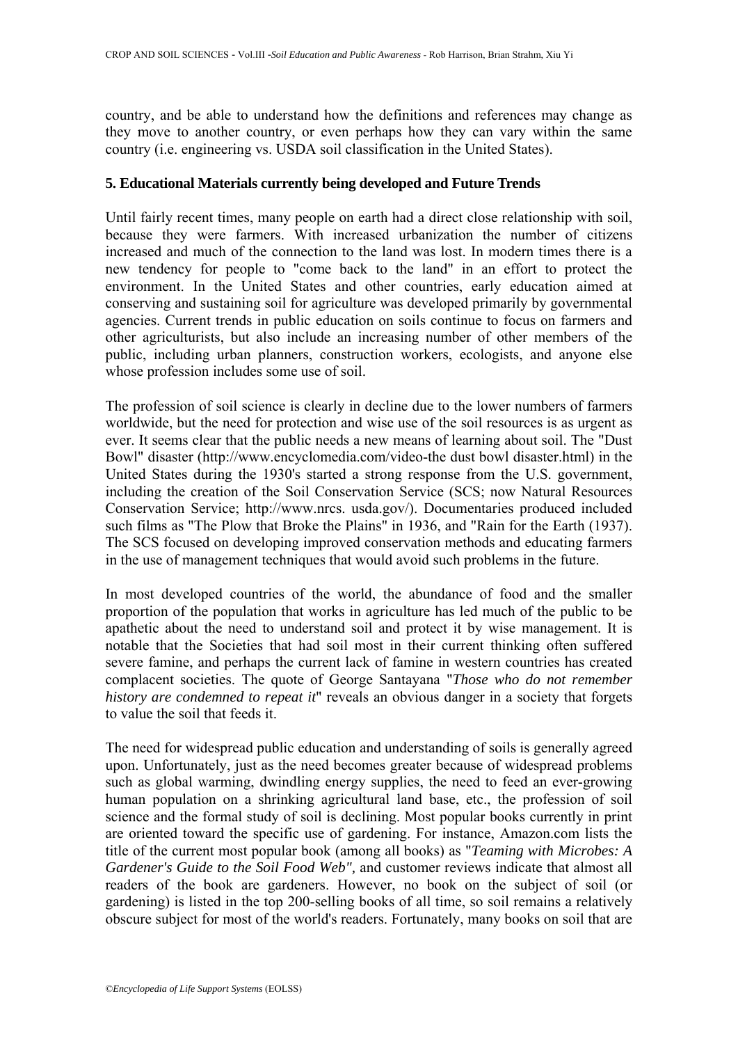country, and be able to understand how the definitions and references may change as they move to another country, or even perhaps how they can vary within the same country (i.e. engineering vs. USDA soil classification in the United States).

## 5. Educational Materials currently being developed and Future Trends

Until fairly recent times, many people on earth had a direct close relationship with soil, because they were farmers. With increased urbanization the number of citizens increased and much of the connection to the land was lost. In modern times there is a new tendency for people to "come back to the land" in an effort to protect the environment. In the United States and other countries, early education aimed at conserving and sustaining soil for agriculture was developed primarily by governmental agencies. Current trends in public education on soils continue to focus on farmers and other agriculturists, but also include an increasing number of other members of the public, including urban planners, construction workers, ecologists, and anyone else whose profession includes some use of soil.

The profession of soil science is clearly in decline due to the lower numbers of farmers worldwide, but the need for protection and wise use of the soil resources is as urgent as ever. It seems clear that the public needs a new means of learning about soil. The "Dust Bowl" disaster (http://www.encyclomedia.com/video-the dust bowl disaster.html) in the United States during the 1930's started a strong response from the U.S. government, including the creation of the Soil Conservation Service (SCS; now Natural Resources Conservation Service; http://www.nrcs. usda.gov/). Documentaries produced included such films as "The Plow that Broke the Plains" in 1936, and "Rain for the Earth (1937). The SCS focused on developing improved conservation methods and educating farmers in the use of management techniques that would avoid such problems in the future.

In most developed countries of the world, the abundance of food and the smaller proportion of the population that works in agriculture has led much of the public to be apathetic about the need to understand soil and protect it by wise management. It is notable that the Societies that had soil most in their current thinking often suffered severe famine, and perhaps the current lack of famine in western countries has created complacent societies. The quote of George Santayana "*Those who do not remember history are condemned to repeat it*" reveals an obvious danger in a society that forgets to value the soil that feeds it.

The need for widespread public education and understanding of soils is generally agreed upon. Unfortunately, just as the need becomes greater because of widespread problems such as global warming, dwindling energy supplies, the need to feed an ever-growing human population on a shrinking agricultural land base, etc., the profession of soil science and the formal study of soil is declining. Most popular books currently in print are oriented toward the specific use of gardening. For instance, Amazon.com lists the title of the current most popular book (among all books) as "*Teaming with Microbes: A Gardener's Guide to the Soil Food Web",* and customer reviews indicate that almost all readers of the book are gardeners. However, no book on the subject of soil (or gardening) is listed in the top 200-selling books of all time, so soil remains a relatively obscure subject for most of the world's readers. Fortunately, many books on soil that are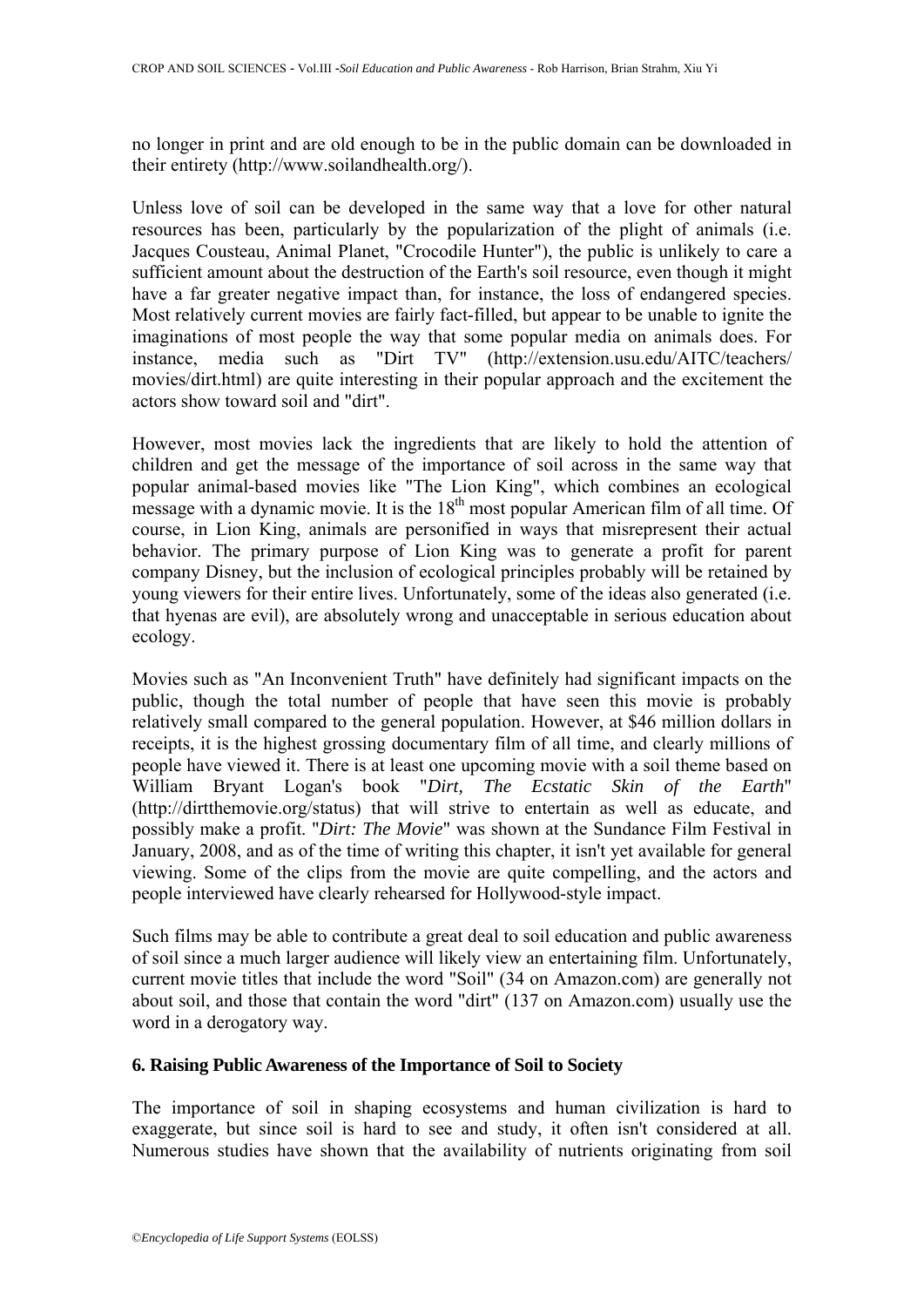no longer in print and are old enough to be in the public domain can be downloaded in their entirety (http://www.soilandhealth.org/).

Unless love of soil can be developed in the same way that a love for other natural resources has been, particularly by the popularization of the plight of animals (i.e. Jacques Cousteau, Animal Planet, "Crocodile Hunter"), the public is unlikely to care a sufficient amount about the destruction of the Earth's soil resource, even though it might have a far greater negative impact than, for instance, the loss of endangered species. Most relatively current movies are fairly fact-filled, but appear to be unable to ignite the imaginations of most people the way that some popular media on animals does. For instance, media such as "Dirt TV" (http://extension.usu.edu/AITC/teachers/movies/dirt.html) are quite interesting in their popular approach and the excitement the actors show toward soil and "dirt".

However, most movies lack the ingredients that are likely to hold the attention of children and get the message of the importance of soil across in the same way that popular animal-based movies like "The Lion King", which combines an ecological message with a dynamic movie. It is the 18$^{th}$ most popular American film of all time. Of course, in Lion King, animals are personified in ways that misrepresent their actual behavior. The primary purpose of Lion King was to generate a profit for parent company Disney, but the inclusion of ecological principles probably will be retained by young viewers for their entire lives. Unfortunately, some of the ideas also generated (i.e. that hyenas are evil), are absolutely wrong and unacceptable in serious education about ecology.

Movies such as "An Inconvenient Truth" have definitely had significant impacts on the public, though the total number of people that have seen this movie is probably relatively small compared to the general population. However, at $46 million dollars in receipts, it is the highest grossing documentary film of all time, and clearly millions of people have viewed it. There is at least one upcoming movie with a soil theme based on William Bryant Logan's book "*Dirt, The Ecstatic Skin of the Earth*" (http://dirtthemovie.org/status) that will strive to entertain as well as educate, and possibly make a profit. "*Dirt: The Movie*" was shown at the Sundance Film Festival in January, 2008, and as of the time of writing this chapter, it isn't yet available for general viewing. Some of the clips from the movie are quite compelling, and the actors and people interviewed have clearly rehearsed for Hollywood-style impact.

Such films may be able to contribute a great deal to soil education and public awareness of soil since a much larger audience will likely view an entertaining film. Unfortunately, current movie titles that include the word "Soil" (34 on Amazon.com) are generally not about soil, and those that contain the word "dirt" (137 on Amazon.com) usually use the word in a derogatory way.

## 6. Raising Public Awareness of the Importance of Soil to Society

The importance of soil in shaping ecosystems and human civilization is hard to exaggerate, but since soil is hard to see and study, it often isn't considered at all. Numerous studies have shown that the availability of nutrients originating from soil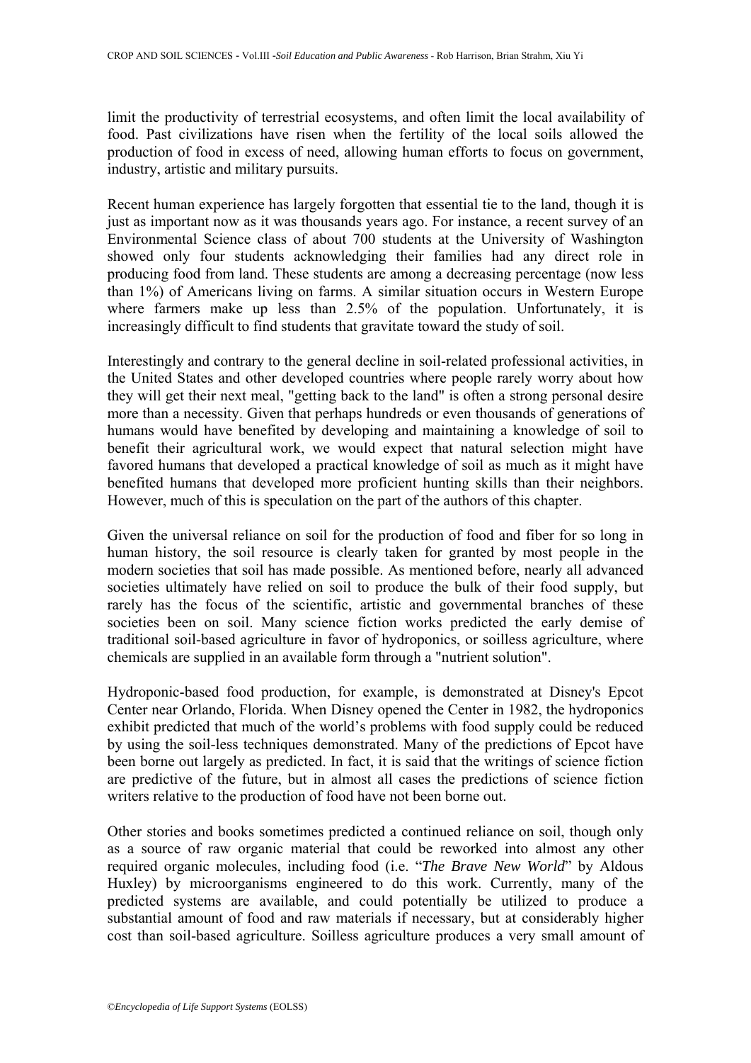limit the productivity of terrestrial ecosystems, and often limit the local availability of food. Past civilizations have risen when the fertility of the local soils allowed the production of food in excess of need, allowing human efforts to focus on government, industry, artistic and military pursuits.

Recent human experience has largely forgotten that essential tie to the land, though it is just as important now as it was thousands years ago. For instance, a recent survey of an Environmental Science class of about 700 students at the University of Washington showed only four students acknowledging their families had any direct role in producing food from land. These students are among a decreasing percentage (now less than 1%) of Americans living on farms. A similar situation occurs in Western Europe where farmers make up less than 2.5% of the population. Unfortunately, it is increasingly difficult to find students that gravitate toward the study of soil.

Interestingly and contrary to the general decline in soil-related professional activities, in the United States and other developed countries where people rarely worry about how they will get their next meal, "getting back to the land" is often a strong personal desire more than a necessity. Given that perhaps hundreds or even thousands of generations of humans would have benefited by developing and maintaining a knowledge of soil to benefit their agricultural work, we would expect that natural selection might have favored humans that developed a practical knowledge of soil as much as it might have benefited humans that developed more proficient hunting skills than their neighbors. However, much of this is speculation on the part of the authors of this chapter.

Given the universal reliance on soil for the production of food and fiber for so long in human history, the soil resource is clearly taken for granted by most people in the modern societies that soil has made possible. As mentioned before, nearly all advanced societies ultimately have relied on soil to produce the bulk of their food supply, but rarely has the focus of the scientific, artistic and governmental branches of these societies been on soil. Many science fiction works predicted the early demise of traditional soil-based agriculture in favor of hydroponics, or soilless agriculture, where chemicals are supplied in an available form through a "nutrient solution".

Hydroponic-based food production, for example, is demonstrated at Disney's Epcot Center near Orlando, Florida. When Disney opened the Center in 1982, the hydroponics exhibit predicted that much of the world's problems with food supply could be reduced by using the soil-less techniques demonstrated. Many of the predictions of Epcot have been borne out largely as predicted. In fact, it is said that the writings of science fiction are predictive of the future, but in almost all cases the predictions of science fiction writers relative to the production of food have not been borne out.

Other stories and books sometimes predicted a continued reliance on soil, though only as a source of raw organic material that could be reworked into almost any other required organic molecules, including food (i.e. "*The Brave New World*" by Aldous Huxley) by microorganisms engineered to do this work. Currently, many of the predicted systems are available, and could potentially be utilized to produce a substantial amount of food and raw materials if necessary, but at considerably higher cost than soil-based agriculture. Soilless agriculture produces a very small amount of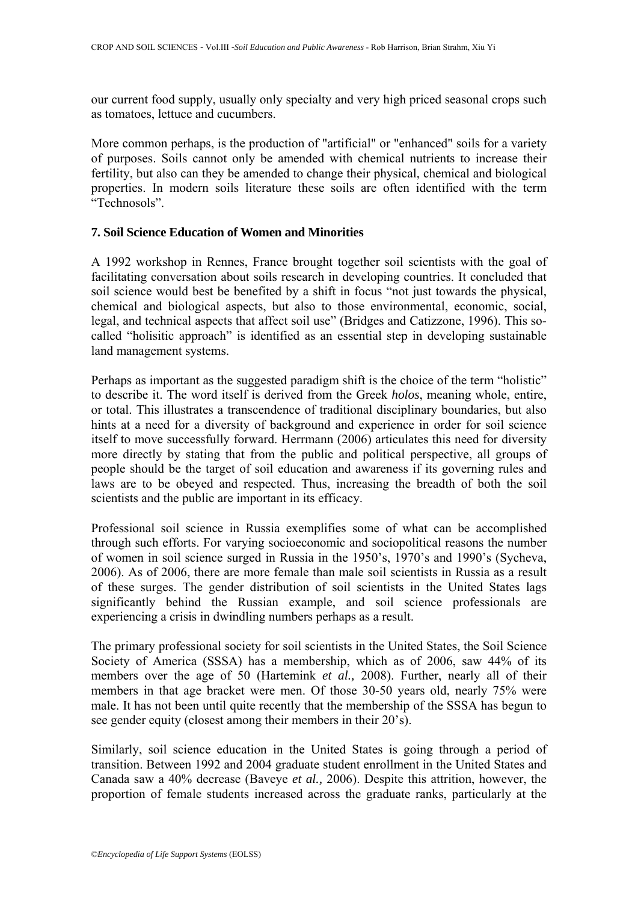our current food supply, usually only specialty and very high priced seasonal crops such as tomatoes, lettuce and cucumbers.

More common perhaps, is the production of "artificial" or "enhanced" soils for a variety of purposes. Soils cannot only be amended with chemical nutrients to increase their fertility, but also can they be amended to change their physical, chemical and biological properties. In modern soils literature these soils are often identified with the term "Technosols".

## 7. Soil Science Education of Women and Minorities

A 1992 workshop in Rennes, France brought together soil scientists with the goal of facilitating conversation about soils research in developing countries. It concluded that soil science would best be benefited by a shift in focus "not just towards the physical, chemical and biological aspects, but also to those environmental, economic, social, legal, and technical aspects that affect soil use" (Bridges and Catizzone, 1996). This so-called "holisitic approach" is identified as an essential step in developing sustainable land management systems.

Perhaps as important as the suggested paradigm shift is the choice of the term "holistic" to describe it. The word itself is derived from the Greek *holos*, meaning whole, entire, or total. This illustrates a transcendence of traditional disciplinary boundaries, but also hints at a need for a diversity of background and experience in order for soil science itself to move successfully forward. Herrmann (2006) articulates this need for diversity more directly by stating that from the public and political perspective, all groups of people should be the target of soil education and awareness if its governing rules and laws are to be obeyed and respected. Thus, increasing the breadth of both the soil scientists and the public are important in its efficacy.

Professional soil science in Russia exemplifies some of what can be accomplished through such efforts. For varying socioeconomic and sociopolitical reasons the number of women in soil science surged in Russia in the 1950's, 1970's and 1990's (Sycheva, 2006). As of 2006, there are more female than male soil scientists in Russia as a result of these surges. The gender distribution of soil scientists in the United States lags significantly behind the Russian example, and soil science professionals are experiencing a crisis in dwindling numbers perhaps as a result.

The primary professional society for soil scientists in the United States, the Soil Science Society of America (SSSA) has a membership, which as of 2006, saw 44% of its members over the age of 50 (Hartemink *et al.,* 2008). Further, nearly all of their members in that age bracket were men. Of those 30-50 years old, nearly 75% were male. It has not been until quite recently that the membership of the SSSA has begun to see gender equity (closest among their members in their 20's).

Similarly, soil science education in the United States is going through a period of transition. Between 1992 and 2004 graduate student enrollment in the United States and Canada saw a 40% decrease (Baveye *et al.,* 2006). Despite this attrition, however, the proportion of female students increased across the graduate ranks, particularly at the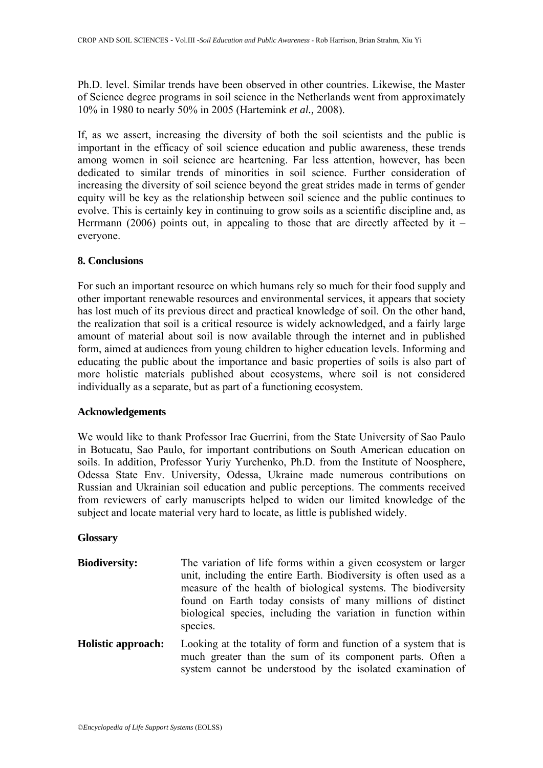Ph.D. level. Similar trends have been observed in other countries. Likewise, the Master of Science degree programs in soil science in the Netherlands went from approximately 10% in 1980 to nearly 50% in 2005 (Hartemink *et al.,* 2008).

If, as we assert, increasing the diversity of both the soil scientists and the public is important in the efficacy of soil science education and public awareness, these trends among women in soil science are heartening. Far less attention, however, has been dedicated to similar trends of minorities in soil science. Further consideration of increasing the diversity of soil science beyond the great strides made in terms of gender equity will be key as the relationship between soil science and the public continues to evolve. This is certainly key in continuing to grow soils as a scientific discipline and, as Herrmann (2006) points out, in appealing to those that are directly affected by it – everyone.

## 8. Conclusions

For such an important resource on which humans rely so much for their food supply and other important renewable resources and environmental services, it appears that society has lost much of its previous direct and practical knowledge of soil. On the other hand, the realization that soil is a critical resource is widely acknowledged, and a fairly large amount of material about soil is now available through the internet and in published form, aimed at audiences from young children to higher education levels. Informing and educating the public about the importance and basic properties of soils is also part of more holistic materials published about ecosystems, where soil is not considered individually as a separate, but as part of a functioning ecosystem.

## Acknowledgements

We would like to thank Professor Irae Guerrini, from the State University of Sao Paulo in Botucatu, Sao Paulo, for important contributions on South American education on soils. In addition, Professor Yuriy Yurchenko, Ph.D. from the Institute of Noosphere, Odessa State Env. University, Odessa, Ukraine made numerous contributions on Russian and Ukrainian soil education and public perceptions. The comments received from reviewers of early manuscripts helped to widen our limited knowledge of the subject and locate material very hard to locate, as little is published widely.

## Glossary

**Biodiversity:** The variation of life forms within a given ecosystem or larger unit, including the entire Earth. Biodiversity is often used as a measure of the health of biological systems. The biodiversity found on Earth today consists of many millions of distinct biological species, including the variation in function within species.

**Holistic approach:** Looking at the totality of form and function of a system that is much greater than the sum of its component parts. Often a system cannot be understood by the isolated examination of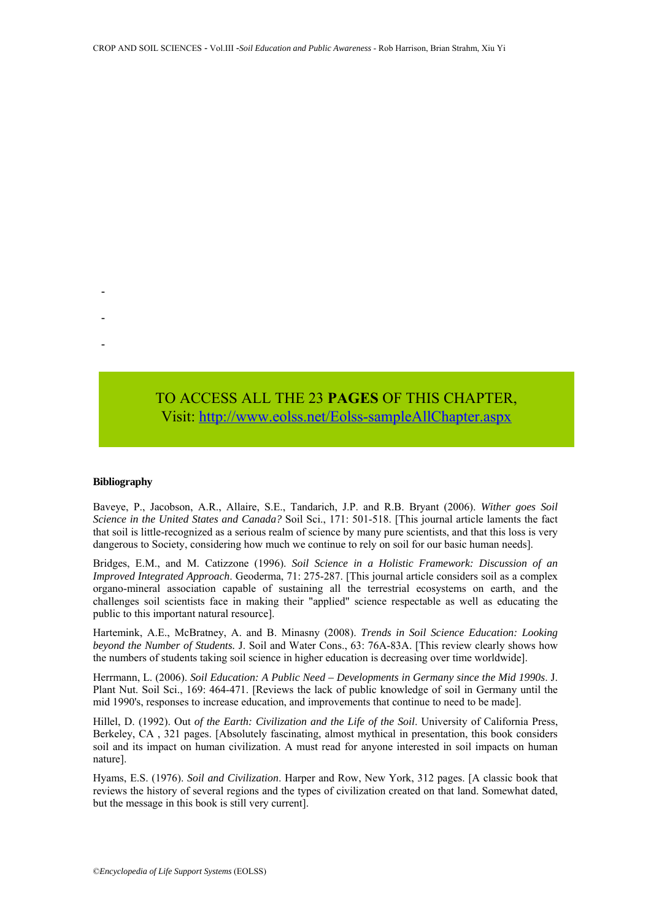-

-

-

TO ACCESS ALL THE 23 **PAGES** OF THIS CHAPTER,
Visit: http://www.eolss.net/Eolss-sampleAllChapter.aspx

**Bibliography**

Baveye, P., Jacobson, A.R., Allaire, S.E., Tandarich, J.P. and R.B. Bryant (2006). *Wither goes Soil Science in the United States and Canada?* Soil Sci., 171: 501-518. [This journal article laments the fact that soil is little-recognized as a serious realm of science by many pure scientists, and that this loss is very dangerous to Society, considering how much we continue to rely on soil for our basic human needs].

Bridges, E.M., and M. Catizzone (1996). *Soil Science in a Holistic Framework: Discussion of an Improved Integrated Approach*. Geoderma, 71: 275-287. [This journal article considers soil as a complex organo-mineral association capable of sustaining all the terrestrial ecosystems on earth, and the challenges soil scientists face in making their "applied" science respectable as well as educating the public to this important natural resource].

Hartemink, A.E., McBratney, A. and B. Minasny (2008). *Trends in Soil Science Education: Looking beyond the Number of Students.* J. Soil and Water Cons., 63: 76A-83A. [This review clearly shows how the numbers of students taking soil science in higher education is decreasing over time worldwide].

Herrmann, L. (2006). *Soil Education: A Public Need – Developments in Germany since the Mid 1990s*. J. Plant Nut. Soil Sci., 169: 464-471. [Reviews the lack of public knowledge of soil in Germany until the mid 1990's, responses to increase education, and improvements that continue to need to be made].

Hillel, D. (1992). Out *of the Earth: Civilization and the Life of the Soil*. University of California Press, Berkeley, CA , 321 pages. [Absolutely fascinating, almost mythical in presentation, this book considers soil and its impact on human civilization. A must read for anyone interested in soil impacts on human nature].

Hyams, E.S. (1976). *Soil and Civilization*. Harper and Row, New York, 312 pages. [A classic book that reviews the history of several regions and the types of civilization created on that land. Somewhat dated, but the message in this book is still very current].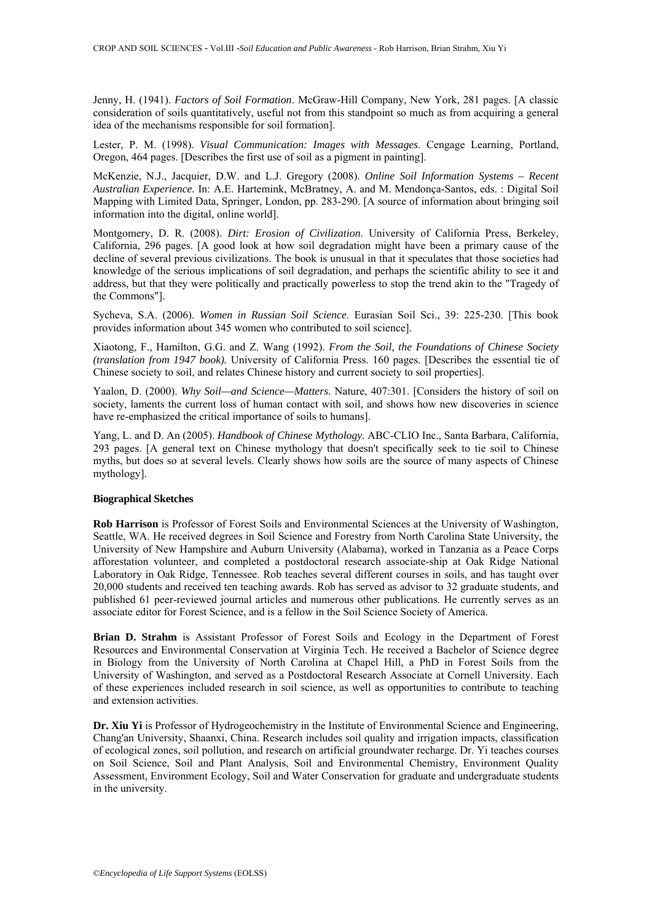Jenny, H. (1941). *Factors of Soil Formation*. McGraw-Hill Company, New York, 281 pages. [A classic consideration of soils quantitatively, useful not from this standpoint so much as from acquiring a general idea of the mechanisms responsible for soil formation].

Lester, P. M. (1998). *Visual Communication: Images with Messages*. Cengage Learning, Portland, Oregon, 464 pages. [Describes the first use of soil as a pigment in painting].

McKenzie, N.J., Jacquier, D.W. and L.J. Gregory (2008). *Online Soil Information Systems – Recent Australian Experience.* In: A.E. Hartemink, McBratney, A. and M. Mendonça-Santos, eds. : Digital Soil Mapping with Limited Data, Springer, London, pp. 283-290. [A source of information about bringing soil information into the digital, online world].

Montgomery, D. R. (2008). *Dirt: Erosion of Civilization*. University of California Press, Berkeley, California, 296 pages. [A good look at how soil degradation might have been a primary cause of the decline of several previous civilizations. The book is unusual in that it speculates that those societies had knowledge of the serious implications of soil degradation, and perhaps the scientific ability to see it and address, but that they were politically and practically powerless to stop the trend akin to the "Tragedy of the Commons"].

Sycheva, S.A. (2006). *Women in Russian Soil Science*. Eurasian Soil Sci., 39: 225-230. [This book provides information about 345 women who contributed to soil science].

Xiaotong, F., Hamilton, G.G. and Z. Wang (1992). *From the Soil, the Foundations of Chinese Society (translation from 1947 book).* University of California Press. 160 pages. [Describes the essential tie of Chinese society to soil, and relates Chinese history and current society to soil properties].

Yaalon, D. (2000). *Why Soil—and Science—Matters*. Nature, 407:301. [Considers the history of soil on society, laments the current loss of human contact with soil, and shows how new discoveries in science have re-emphasized the critical importance of soils to humans].

Yang, L. and D. An (2005). *Handbook of Chinese Mythology*. ABC-CLIO Inc., Santa Barbara, California, 293 pages. [A general text on Chinese mythology that doesn't specifically seek to tie soil to Chinese myths, but does so at several levels. Clearly shows how soils are the source of many aspects of Chinese mythology].

### Biographical Sketches

**Rob Harrison** is Professor of Forest Soils and Environmental Sciences at the University of Washington, Seattle, WA. He received degrees in Soil Science and Forestry from North Carolina State University, the University of New Hampshire and Auburn University (Alabama), worked in Tanzania as a Peace Corps afforestation volunteer, and completed a postdoctoral research associate-ship at Oak Ridge National Laboratory in Oak Ridge, Tennessee. Rob teaches several different courses in soils, and has taught over 20,000 students and received ten teaching awards. Rob has served as advisor to 32 graduate students, and published 61 peer-reviewed journal articles and numerous other publications. He currently serves as an associate editor for Forest Science, and is a fellow in the Soil Science Society of America.

**Brian D. Strahm** is Assistant Professor of Forest Soils and Ecology in the Department of Forest Resources and Environmental Conservation at Virginia Tech. He received a Bachelor of Science degree in Biology from the University of North Carolina at Chapel Hill, a PhD in Forest Soils from the University of Washington, and served as a Postdoctoral Research Associate at Cornell University. Each of these experiences included research in soil science, as well as opportunities to contribute to teaching and extension activities.

**Dr. Xiu Yi** is Professor of Hydrogeochemistry in the Institute of Environmental Science and Engineering, Chang'an University, Shaanxi, China. Research includes soil quality and irrigation impacts, classification of ecological zones, soil pollution, and research on artificial groundwater recharge. Dr. Yi teaches courses on Soil Science, Soil and Plant Analysis, Soil and Environmental Chemistry, Environment Quality Assessment, Environment Ecology, Soil and Water Conservation for graduate and undergraduate students in the university.